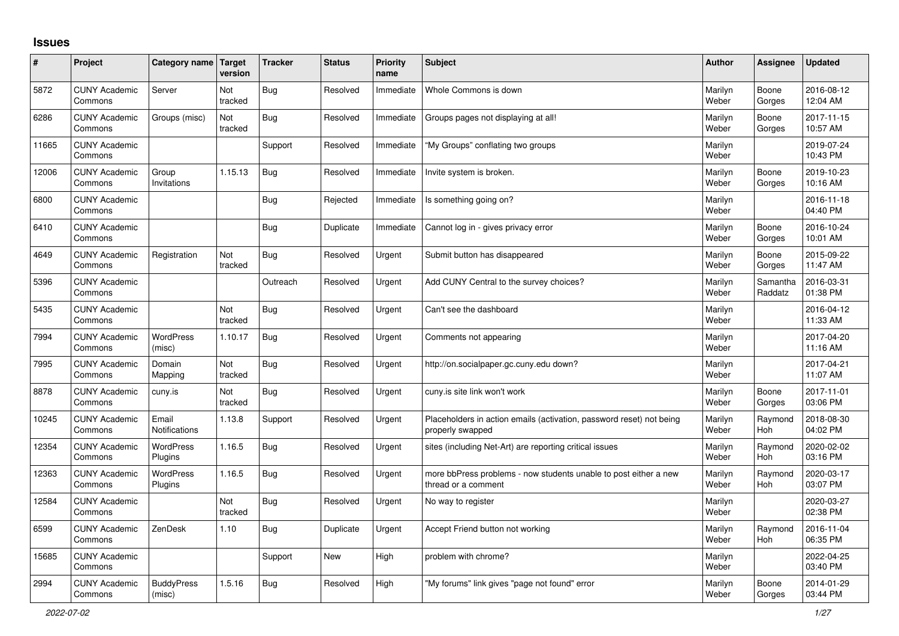# Issues

| # | Project | Category name | Target version | Tracker | Status | Priority name | Subject | Author | Assignee | Updated |
|---|---|---|---|---|---|---|---|---|---|---|
| 5872 | CUNY Academic Commons | Server | Not tracked | Bug | Resolved | Immediate | Whole Commons is down | Marilyn Weber | Boone Gorges | 2016-08-12 12:04 AM |
| 6286 | CUNY Academic Commons | Groups (misc) | Not tracked | Bug | Resolved | Immediate | Groups pages not displaying at all! | Marilyn Weber | Boone Gorges | 2017-11-15 10:57 AM |
| 11665 | CUNY Academic Commons | | | Support | Resolved | Immediate | "My Groups" conflating two groups | Marilyn Weber | | 2019-07-24 10:43 PM |
| 12006 | CUNY Academic Commons | Group Invitations | 1.15.13 | Bug | Resolved | Immediate | Invite system is broken. | Marilyn Weber | Boone Gorges | 2019-10-23 10:16 AM |
| 6800 | CUNY Academic Commons | | | Bug | Rejected | Immediate | Is something going on? | Marilyn Weber | | 2016-11-18 04:40 PM |
| 6410 | CUNY Academic Commons | | | Bug | Duplicate | Immediate | Cannot log in - gives privacy error | Marilyn Weber | Boone Gorges | 2016-10-24 10:01 AM |
| 4649 | CUNY Academic Commons | Registration | Not tracked | Bug | Resolved | Urgent | Submit button has disappeared | Marilyn Weber | Boone Gorges | 2015-09-22 11:47 AM |
| 5396 | CUNY Academic Commons | | | Outreach | Resolved | Urgent | Add CUNY Central to the survey choices? | Marilyn Weber | Samantha Raddatz | 2016-03-31 01:38 PM |
| 5435 | CUNY Academic Commons | | Not tracked | Bug | Resolved | Urgent | Can't see the dashboard | Marilyn Weber | | 2016-04-12 11:33 AM |
| 7994 | CUNY Academic Commons | WordPress (misc) | 1.10.17 | Bug | Resolved | Urgent | Comments not appearing | Marilyn Weber | | 2017-04-20 11:16 AM |
| 7995 | CUNY Academic Commons | Domain Mapping | Not tracked | Bug | Resolved | Urgent | http://on.socialpaper.gc.cuny.edu down? | Marilyn Weber | | 2017-04-21 11:07 AM |
| 8878 | CUNY Academic Commons | cuny.is | Not tracked | Bug | Resolved | Urgent | cuny.is site link won't work | Marilyn Weber | Boone Gorges | 2017-11-01 03:06 PM |
| 10245 | CUNY Academic Commons | Email Notifications | 1.13.8 | Support | Resolved | Urgent | Placeholders in action emails (activation, password reset) not being properly swapped | Marilyn Weber | Raymond Hoh | 2018-08-30 04:02 PM |
| 12354 | CUNY Academic Commons | WordPress Plugins | 1.16.5 | Bug | Resolved | Urgent | sites (including Net-Art) are reporting critical issues | Marilyn Weber | Raymond Hoh | 2020-02-02 03:16 PM |
| 12363 | CUNY Academic Commons | WordPress Plugins | 1.16.5 | Bug | Resolved | Urgent | more bbPress problems - now students unable to post either a new thread or a comment | Marilyn Weber | Raymond Hoh | 2020-03-17 03:07 PM |
| 12584 | CUNY Academic Commons | | Not tracked | Bug | Resolved | Urgent | No way to register | Marilyn Weber | | 2020-03-27 02:38 PM |
| 6599 | CUNY Academic Commons | ZenDesk | 1.10 | Bug | Duplicate | Urgent | Accept Friend button not working | Marilyn Weber | Raymond Hoh | 2016-11-04 06:35 PM |
| 15685 | CUNY Academic Commons | | | Support | New | High | problem with chrome? | Marilyn Weber | | 2022-04-25 03:40 PM |
| 2994 | CUNY Academic Commons | BuddyPress (misc) | 1.5.16 | Bug | Resolved | High | "My forums" link gives "page not found" error | Marilyn Weber | Boone Gorges | 2014-01-29 03:44 PM |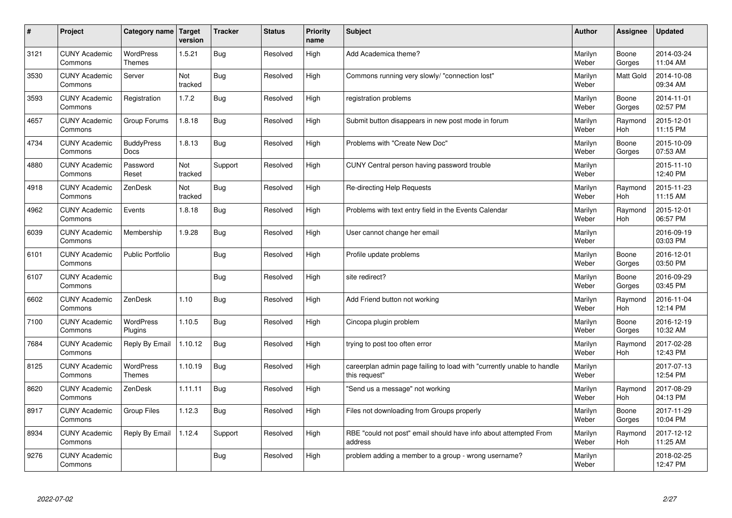| # | Project | Category name | Target version | Tracker | Status | Priority name | Subject | Author | Assignee | Updated |
|---|---|---|---|---|---|---|---|---|---|---|
| 3121 | CUNY Academic Commons | WordPress Themes | 1.5.21 | Bug | Resolved | High | Add Academica theme? | Marilyn Weber | Boone Gorges | 2014-03-24 11:04 AM |
| 3530 | CUNY Academic Commons | Server | Not tracked | Bug | Resolved | High | Commons running very slowly/ "connection lost" | Marilyn Weber | Matt Gold | 2014-10-08 09:34 AM |
| 3593 | CUNY Academic Commons | Registration | 1.7.2 | Bug | Resolved | High | registration problems | Marilyn Weber | Boone Gorges | 2014-11-01 02:57 PM |
| 4657 | CUNY Academic Commons | Group Forums | 1.8.18 | Bug | Resolved | High | Submit button disappears in new post mode in forum | Marilyn Weber | Raymond Hoh | 2015-12-01 11:15 PM |
| 4734 | CUNY Academic Commons | BuddyPress Docs | 1.8.13 | Bug | Resolved | High | Problems with "Create New Doc" | Marilyn Weber | Boone Gorges | 2015-10-09 07:53 AM |
| 4880 | CUNY Academic Commons | Password Reset | Not tracked | Support | Resolved | High | CUNY Central person having password trouble | Marilyn Weber | | 2015-11-10 12:40 PM |
| 4918 | CUNY Academic Commons | ZenDesk | Not tracked | Bug | Resolved | High | Re-directing Help Requests | Marilyn Weber | Raymond Hoh | 2015-11-23 11:15 AM |
| 4962 | CUNY Academic Commons | Events | 1.8.18 | Bug | Resolved | High | Problems with text entry field in the Events Calendar | Marilyn Weber | Raymond Hoh | 2015-12-01 06:57 PM |
| 6039 | CUNY Academic Commons | Membership | 1.9.28 | Bug | Resolved | High | User cannot change her email | Marilyn Weber | | 2016-09-19 03:03 PM |
| 6101 | CUNY Academic Commons | Public Portfolio | | Bug | Resolved | High | Profile update problems | Marilyn Weber | Boone Gorges | 2016-12-01 03:50 PM |
| 6107 | CUNY Academic Commons | | | Bug | Resolved | High | site redirect? | Marilyn Weber | Boone Gorges | 2016-09-29 03:45 PM |
| 6602 | CUNY Academic Commons | ZenDesk | 1.10 | Bug | Resolved | High | Add Friend button not working | Marilyn Weber | Raymond Hoh | 2016-11-04 12:14 PM |
| 7100 | CUNY Academic Commons | WordPress Plugins | 1.10.5 | Bug | Resolved | High | Cincopa plugin problem | Marilyn Weber | Boone Gorges | 2016-12-19 10:32 AM |
| 7684 | CUNY Academic Commons | Reply By Email | 1.10.12 | Bug | Resolved | High | trying to post too often error | Marilyn Weber | Raymond Hoh | 2017-02-28 12:43 PM |
| 8125 | CUNY Academic Commons | WordPress Themes | 1.10.19 | Bug | Resolved | High | careerplan admin page failing to load with "currently unable to handle this request" | Marilyn Weber | | 2017-07-13 12:54 PM |
| 8620 | CUNY Academic Commons | ZenDesk | 1.11.11 | Bug | Resolved | High | "Send us a message" not working | Marilyn Weber | Raymond Hoh | 2017-08-29 04:13 PM |
| 8917 | CUNY Academic Commons | Group Files | 1.12.3 | Bug | Resolved | High | Files not downloading from Groups properly | Marilyn Weber | Boone Gorges | 2017-11-29 10:04 PM |
| 8934 | CUNY Academic Commons | Reply By Email | 1.12.4 | Support | Resolved | High | RBE "could not post" email should have info about attempted From address | Marilyn Weber | Raymond Hoh | 2017-12-12 11:25 AM |
| 9276 | CUNY Academic Commons | | | Bug | Resolved | High | problem adding a member to a group - wrong username? | Marilyn Weber | | 2018-02-25 12:47 PM |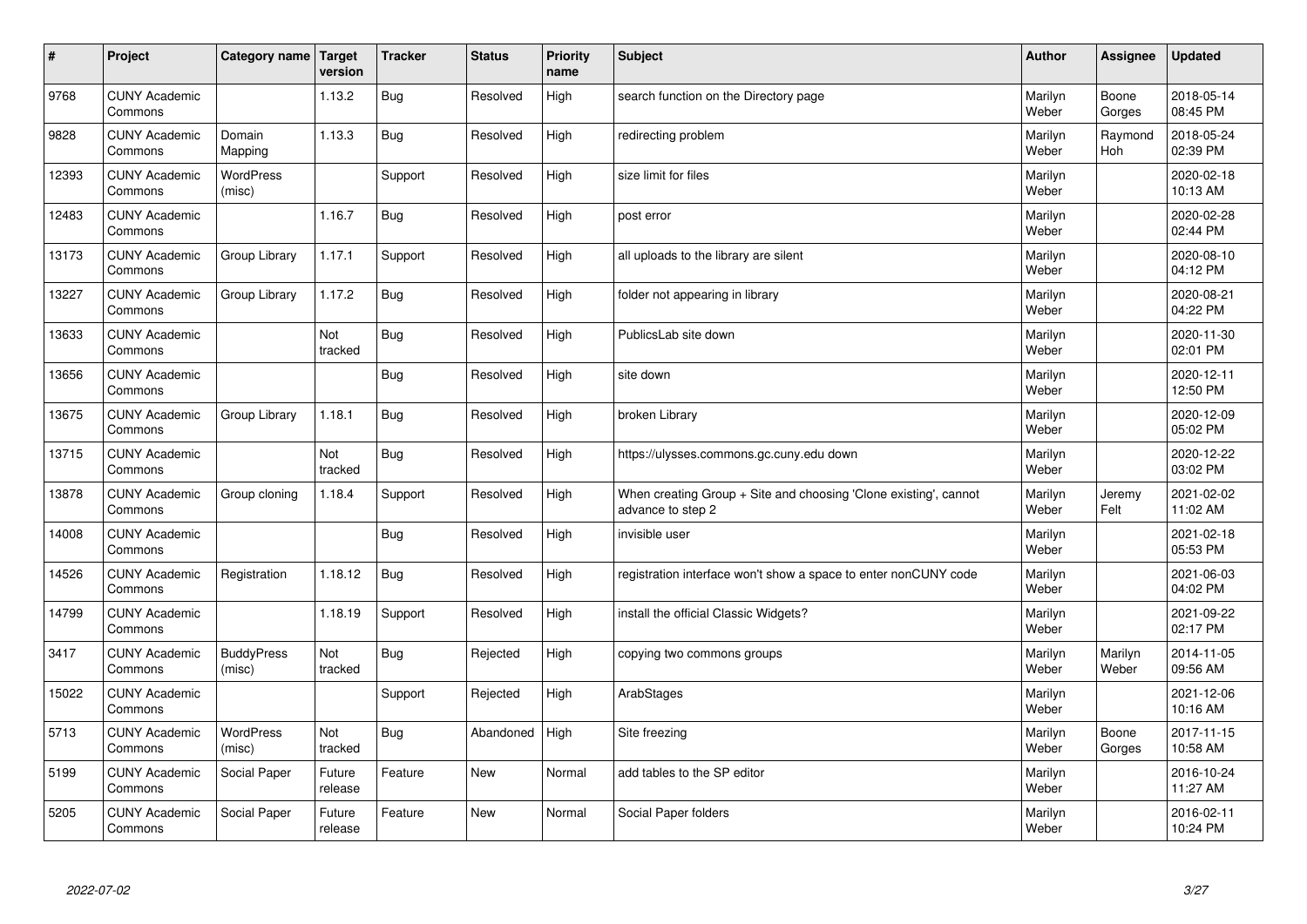| # | Project | Category name | Target version | Tracker | Status | Priority name | Subject | Author | Assignee | Updated |
|---|---|---|---|---|---|---|---|---|---|---|
| 9768 | CUNY Academic Commons | | 1.13.2 | Bug | Resolved | High | search function on the Directory page | Marilyn Weber | Boone Gorges | 2018-05-14 08:45 PM |
| 9828 | CUNY Academic Commons | Domain Mapping | 1.13.3 | Bug | Resolved | High | redirecting problem | Marilyn Weber | Raymond Hoh | 2018-05-24 02:39 PM |
| 12393 | CUNY Academic Commons | WordPress (misc) | | Support | Resolved | High | size limit for files | Marilyn Weber | | 2020-02-18 10:13 AM |
| 12483 | CUNY Academic Commons | | 1.16.7 | Bug | Resolved | High | post error | Marilyn Weber | | 2020-02-28 02:44 PM |
| 13173 | CUNY Academic Commons | Group Library | 1.17.1 | Support | Resolved | High | all uploads to the library are silent | Marilyn Weber | | 2020-08-10 04:12 PM |
| 13227 | CUNY Academic Commons | Group Library | 1.17.2 | Bug | Resolved | High | folder not appearing in library | Marilyn Weber | | 2020-08-21 04:22 PM |
| 13633 | CUNY Academic Commons | | Not tracked | Bug | Resolved | High | PublicsLab site down | Marilyn Weber | | 2020-11-30 02:01 PM |
| 13656 | CUNY Academic Commons | | | Bug | Resolved | High | site down | Marilyn Weber | | 2020-12-11 12:50 PM |
| 13675 | CUNY Academic Commons | Group Library | 1.18.1 | Bug | Resolved | High | broken Library | Marilyn Weber | | 2020-12-09 05:02 PM |
| 13715 | CUNY Academic Commons | | Not tracked | Bug | Resolved | High | https://ulysses.commons.gc.cuny.edu down | Marilyn Weber | | 2020-12-22 03:02 PM |
| 13878 | CUNY Academic Commons | Group cloning | 1.18.4 | Support | Resolved | High | When creating Group + Site and choosing 'Clone existing', cannot advance to step 2 | Marilyn Weber | Jeremy Felt | 2021-02-02 11:02 AM |
| 14008 | CUNY Academic Commons | | | Bug | Resolved | High | invisible user | Marilyn Weber | | 2021-02-18 05:53 PM |
| 14526 | CUNY Academic Commons | Registration | 1.18.12 | Bug | Resolved | High | registration interface won't show a space to enter nonCUNY code | Marilyn Weber | | 2021-06-03 04:02 PM |
| 14799 | CUNY Academic Commons | | 1.18.19 | Support | Resolved | High | install the official Classic Widgets? | Marilyn Weber | | 2021-09-22 02:17 PM |
| 3417 | CUNY Academic Commons | BuddyPress (misc) | Not tracked | Bug | Rejected | High | copying two commons groups | Marilyn Weber | Marilyn Weber | 2014-11-05 09:56 AM |
| 15022 | CUNY Academic Commons | | | Support | Rejected | High | ArabStages | Marilyn Weber | | 2021-12-06 10:16 AM |
| 5713 | CUNY Academic Commons | WordPress (misc) | Not tracked | Bug | Abandoned | High | Site freezing | Marilyn Weber | Boone Gorges | 2017-11-15 10:58 AM |
| 5199 | CUNY Academic Commons | Social Paper | Future release | Feature | New | Normal | add tables to the SP editor | Marilyn Weber | | 2016-10-24 11:27 AM |
| 5205 | CUNY Academic Commons | Social Paper | Future release | Feature | New | Normal | Social Paper folders | Marilyn Weber | | 2016-02-11 10:24 PM |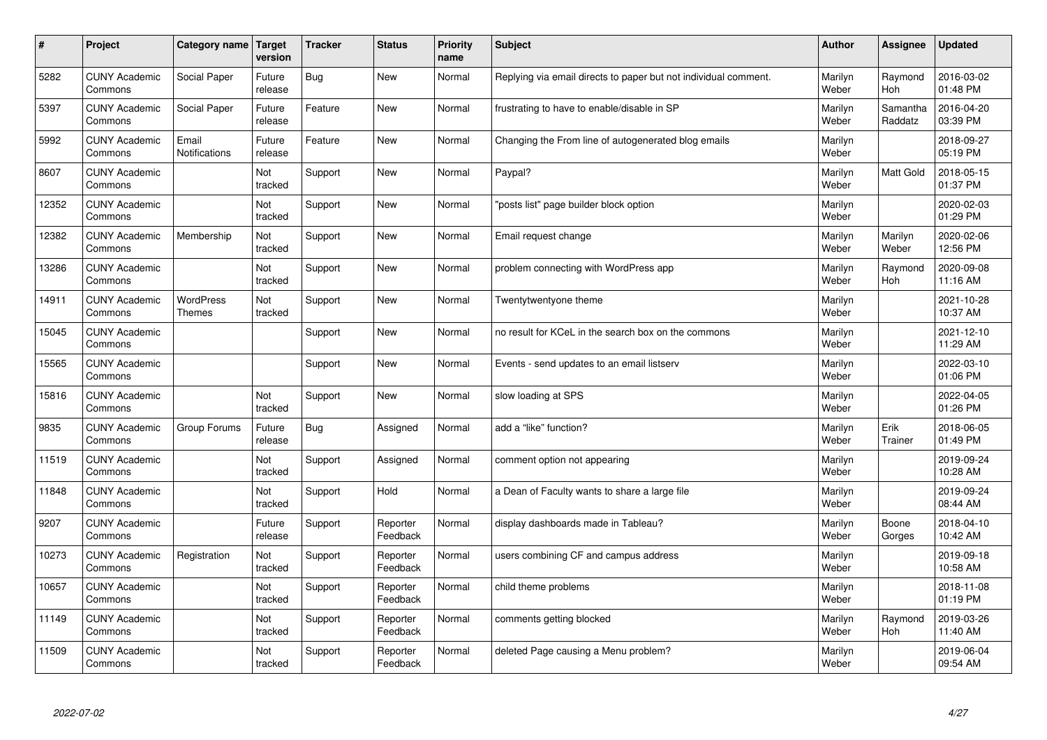| # | Project | Category name | Target version | Tracker | Status | Priority name | Subject | Author | Assignee | Updated |
|---|---|---|---|---|---|---|---|---|---|---|
| 5282 | CUNY Academic Commons | Social Paper | Future release | Bug | New | Normal | Replying via email directs to paper but not individual comment. | Marilyn Weber | Raymond Hoh | 2016-03-02 01:48 PM |
| 5397 | CUNY Academic Commons | Social Paper | Future release | Feature | New | Normal | frustrating to have to enable/disable in SP | Marilyn Weber | Samantha Raddatz | 2016-04-20 03:39 PM |
| 5992 | CUNY Academic Commons | Email Notifications | Future release | Feature | New | Normal | Changing the From line of autogenerated blog emails | Marilyn Weber | | 2018-09-27 05:19 PM |
| 8607 | CUNY Academic Commons | | Not tracked | Support | New | Normal | Paypal? | Marilyn Weber | Matt Gold | 2018-05-15 01:37 PM |
| 12352 | CUNY Academic Commons | | Not tracked | Support | New | Normal | "posts list" page builder block option | Marilyn Weber | | 2020-02-03 01:29 PM |
| 12382 | CUNY Academic Commons | Membership | Not tracked | Support | New | Normal | Email request change | Marilyn Weber | Marilyn Weber | 2020-02-06 12:56 PM |
| 13286 | CUNY Academic Commons | | Not tracked | Support | New | Normal | problem connecting with WordPress app | Marilyn Weber | Raymond Hoh | 2020-09-08 11:16 AM |
| 14911 | CUNY Academic Commons | WordPress Themes | Not tracked | Support | New | Normal | Twentytwentyone theme | Marilyn Weber | | 2021-10-28 10:37 AM |
| 15045 | CUNY Academic Commons | | | Support | New | Normal | no result for KCeL in the search box on the commons | Marilyn Weber | | 2021-12-10 11:29 AM |
| 15565 | CUNY Academic Commons | | | Support | New | Normal | Events - send updates to an email listserv | Marilyn Weber | | 2022-03-10 01:06 PM |
| 15816 | CUNY Academic Commons | | Not tracked | Support | New | Normal | slow loading at SPS | Marilyn Weber | | 2022-04-05 01:26 PM |
| 9835 | CUNY Academic Commons | Group Forums | Future release | Bug | Assigned | Normal | add a "like" function? | Marilyn Weber | Erik Trainer | 2018-06-05 01:49 PM |
| 11519 | CUNY Academic Commons | | Not tracked | Support | Assigned | Normal | comment option not appearing | Marilyn Weber | | 2019-09-24 10:28 AM |
| 11848 | CUNY Academic Commons | | Not tracked | Support | Hold | Normal | a Dean of Faculty wants to share a large file | Marilyn Weber | | 2019-09-24 08:44 AM |
| 9207 | CUNY Academic Commons | | Future release | Support | Reporter Feedback | Normal | display dashboards made in Tableau? | Marilyn Weber | Boone Gorges | 2018-04-10 10:42 AM |
| 10273 | CUNY Academic Commons | Registration | Not tracked | Support | Reporter Feedback | Normal | users combining CF and campus address | Marilyn Weber | | 2019-09-18 10:58 AM |
| 10657 | CUNY Academic Commons | | Not tracked | Support | Reporter Feedback | Normal | child theme problems | Marilyn Weber | | 2018-11-08 01:19 PM |
| 11149 | CUNY Academic Commons | | Not tracked | Support | Reporter Feedback | Normal | comments getting blocked | Marilyn Weber | Raymond Hoh | 2019-03-26 11:40 AM |
| 11509 | CUNY Academic Commons | | Not tracked | Support | Reporter Feedback | Normal | deleted Page causing a Menu problem? | Marilyn Weber | | 2019-06-04 09:54 AM |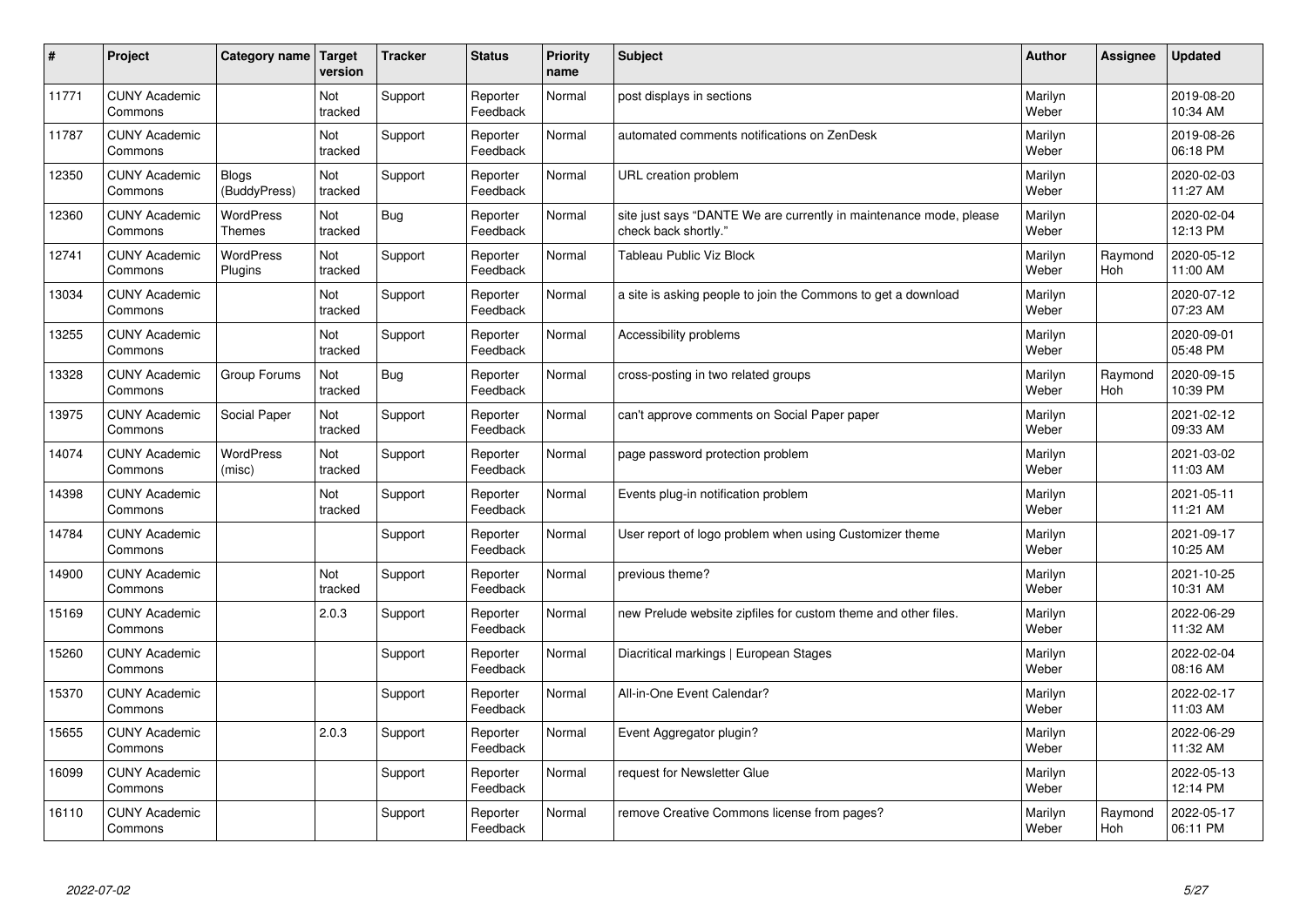| # | Project | Category name | Target version | Tracker | Status | Priority name | Subject | Author | Assignee | Updated |
|---|---|---|---|---|---|---|---|---|---|---|
| 11771 | CUNY Academic Commons | | Not tracked | Support | Reporter Feedback | Normal | post displays in sections | Marilyn Weber | | 2019-08-20 10:34 AM |
| 11787 | CUNY Academic Commons | | Not tracked | Support | Reporter Feedback | Normal | automated comments notifications on ZenDesk | Marilyn Weber | | 2019-08-26 06:18 PM |
| 12350 | CUNY Academic Commons | Blogs (BuddyPress) | Not tracked | Support | Reporter Feedback | Normal | URL creation problem | Marilyn Weber | | 2020-02-03 11:27 AM |
| 12360 | CUNY Academic Commons | WordPress Themes | Not tracked | Bug | Reporter Feedback | Normal | site just says "DANTE We are currently in maintenance mode, please check back shortly." | Marilyn Weber | | 2020-02-04 12:13 PM |
| 12741 | CUNY Academic Commons | WordPress Plugins | Not tracked | Support | Reporter Feedback | Normal | Tableau Public Viz Block | Marilyn Weber | Raymond Hoh | 2020-05-12 11:00 AM |
| 13034 | CUNY Academic Commons | | Not tracked | Support | Reporter Feedback | Normal | a site is asking people to join the Commons to get a download | Marilyn Weber | | 2020-07-12 07:23 AM |
| 13255 | CUNY Academic Commons | | Not tracked | Support | Reporter Feedback | Normal | Accessibility problems | Marilyn Weber | | 2020-09-01 05:48 PM |
| 13328 | CUNY Academic Commons | Group Forums | Not tracked | Bug | Reporter Feedback | Normal | cross-posting in two related groups | Marilyn Weber | Raymond Hoh | 2020-09-15 10:39 PM |
| 13975 | CUNY Academic Commons | Social Paper | Not tracked | Support | Reporter Feedback | Normal | can't approve comments on Social Paper paper | Marilyn Weber | | 2021-02-12 09:33 AM |
| 14074 | CUNY Academic Commons | WordPress (misc) | Not tracked | Support | Reporter Feedback | Normal | page password protection problem | Marilyn Weber | | 2021-03-02 11:03 AM |
| 14398 | CUNY Academic Commons | | Not tracked | Support | Reporter Feedback | Normal | Events plug-in notification problem | Marilyn Weber | | 2021-05-11 11:21 AM |
| 14784 | CUNY Academic Commons | | | Support | Reporter Feedback | Normal | User report of logo problem when using Customizer theme | Marilyn Weber | | 2021-09-17 10:25 AM |
| 14900 | CUNY Academic Commons | | Not tracked | Support | Reporter Feedback | Normal | previous theme? | Marilyn Weber | | 2021-10-25 10:31 AM |
| 15169 | CUNY Academic Commons | | 2.0.3 | Support | Reporter Feedback | Normal | new Prelude website zipfiles for custom theme and other files. | Marilyn Weber | | 2022-06-29 11:32 AM |
| 15260 | CUNY Academic Commons | | | Support | Reporter Feedback | Normal | Diacritical markings \| European Stages | Marilyn Weber | | 2022-02-04 08:16 AM |
| 15370 | CUNY Academic Commons | | | Support | Reporter Feedback | Normal | All-in-One Event Calendar? | Marilyn Weber | | 2022-02-17 11:03 AM |
| 15655 | CUNY Academic Commons | | 2.0.3 | Support | Reporter Feedback | Normal | Event Aggregator plugin? | Marilyn Weber | | 2022-06-29 11:32 AM |
| 16099 | CUNY Academic Commons | | | Support | Reporter Feedback | Normal | request for Newsletter Glue | Marilyn Weber | | 2022-05-13 12:14 PM |
| 16110 | CUNY Academic Commons | | | Support | Reporter Feedback | Normal | remove Creative Commons license from pages? | Marilyn Weber | Raymond Hoh | 2022-05-17 06:11 PM |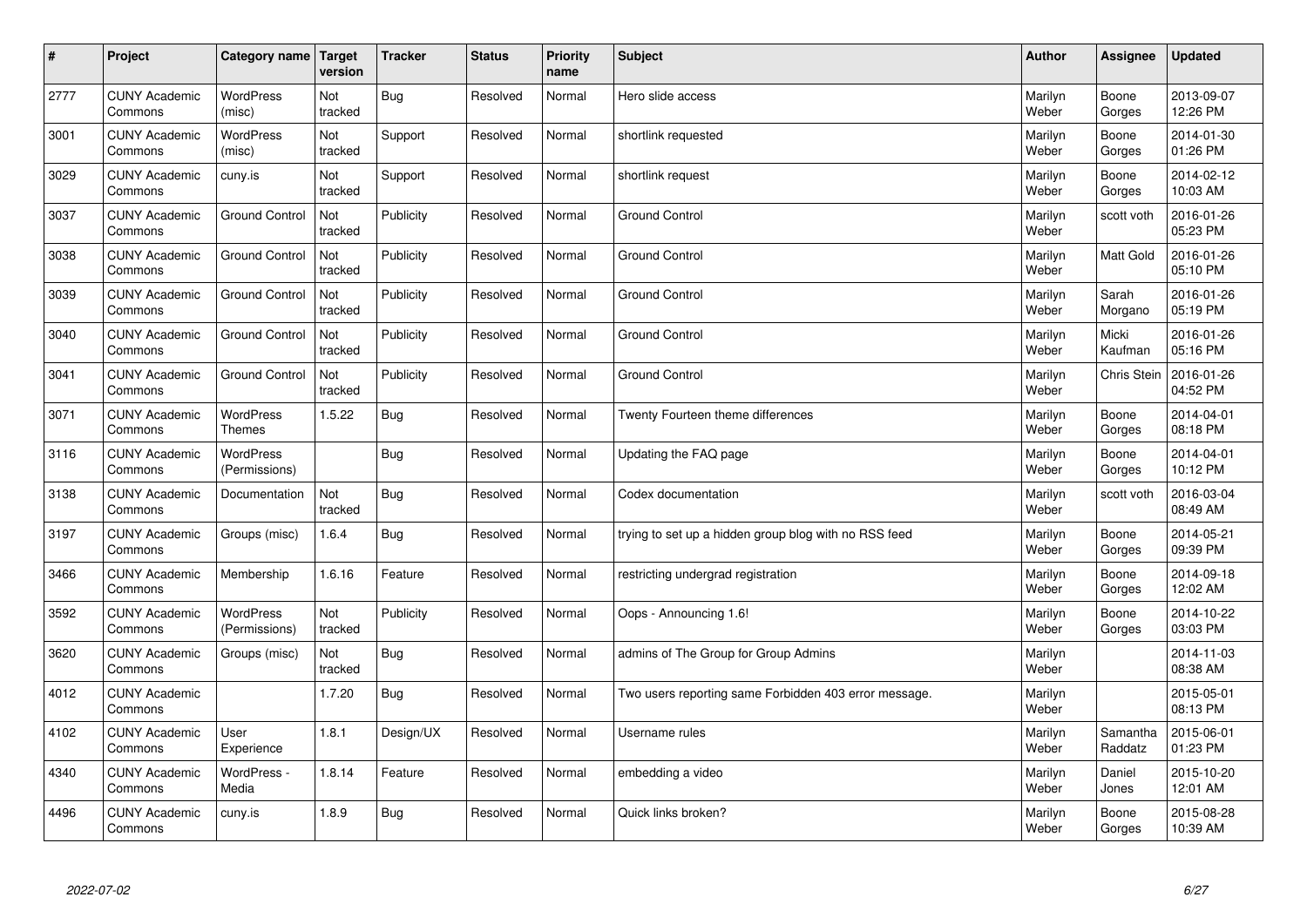| # | Project | Category name | Target version | Tracker | Status | Priority name | Subject | Author | Assignee | Updated |
|---|---|---|---|---|---|---|---|---|---|---|
| 2777 | CUNY Academic Commons | WordPress (misc) | Not tracked | Bug | Resolved | Normal | Hero slide access | Marilyn Weber | Boone Gorges | 2013-09-07 12:26 PM |
| 3001 | CUNY Academic Commons | WordPress (misc) | Not tracked | Support | Resolved | Normal | shortlink requested | Marilyn Weber | Boone Gorges | 2014-01-30 01:26 PM |
| 3029 | CUNY Academic Commons | cuny.is | Not tracked | Support | Resolved | Normal | shortlink request | Marilyn Weber | Boone Gorges | 2014-02-12 10:03 AM |
| 3037 | CUNY Academic Commons | Ground Control | Not tracked | Publicity | Resolved | Normal | Ground Control | Marilyn Weber | scott voth | 2016-01-26 05:23 PM |
| 3038 | CUNY Academic Commons | Ground Control | Not tracked | Publicity | Resolved | Normal | Ground Control | Marilyn Weber | Matt Gold | 2016-01-26 05:10 PM |
| 3039 | CUNY Academic Commons | Ground Control | Not tracked | Publicity | Resolved | Normal | Ground Control | Marilyn Weber | Sarah Morgano | 2016-01-26 05:19 PM |
| 3040 | CUNY Academic Commons | Ground Control | Not tracked | Publicity | Resolved | Normal | Ground Control | Marilyn Weber | Micki Kaufman | 2016-01-26 05:16 PM |
| 3041 | CUNY Academic Commons | Ground Control | Not tracked | Publicity | Resolved | Normal | Ground Control | Marilyn Weber | Chris Stein | 2016-01-26 04:52 PM |
| 3071 | CUNY Academic Commons | WordPress Themes | 1.5.22 | Bug | Resolved | Normal | Twenty Fourteen theme differences | Marilyn Weber | Boone Gorges | 2014-04-01 08:18 PM |
| 3116 | CUNY Academic Commons | WordPress (Permissions) | | Bug | Resolved | Normal | Updating the FAQ page | Marilyn Weber | Boone Gorges | 2014-04-01 10:12 PM |
| 3138 | CUNY Academic Commons | Documentation | Not tracked | Bug | Resolved | Normal | Codex documentation | Marilyn Weber | scott voth | 2016-03-04 08:49 AM |
| 3197 | CUNY Academic Commons | Groups (misc) | 1.6.4 | Bug | Resolved | Normal | trying to set up a hidden group blog with no RSS feed | Marilyn Weber | Boone Gorges | 2014-05-21 09:39 PM |
| 3466 | CUNY Academic Commons | Membership | 1.6.16 | Feature | Resolved | Normal | restricting undergrad registration | Marilyn Weber | Boone Gorges | 2014-09-18 12:02 AM |
| 3592 | CUNY Academic Commons | WordPress (Permissions) | Not tracked | Publicity | Resolved | Normal | Oops - Announcing 1.6! | Marilyn Weber | Boone Gorges | 2014-10-22 03:03 PM |
| 3620 | CUNY Academic Commons | Groups (misc) | Not tracked | Bug | Resolved | Normal | admins of The Group for Group Admins | Marilyn Weber | | 2014-11-03 08:38 AM |
| 4012 | CUNY Academic Commons | | 1.7.20 | Bug | Resolved | Normal | Two users reporting same Forbidden 403 error message. | Marilyn Weber | | 2015-05-01 08:13 PM |
| 4102 | CUNY Academic Commons | User Experience | 1.8.1 | Design/UX | Resolved | Normal | Username rules | Marilyn Weber | Samantha Raddatz | 2015-06-01 01:23 PM |
| 4340 | CUNY Academic Commons | WordPress - Media | 1.8.14 | Feature | Resolved | Normal | embedding a video | Marilyn Weber | Daniel Jones | 2015-10-20 12:01 AM |
| 4496 | CUNY Academic Commons | cuny.is | 1.8.9 | Bug | Resolved | Normal | Quick links broken? | Marilyn Weber | Boone Gorges | 2015-08-28 10:39 AM |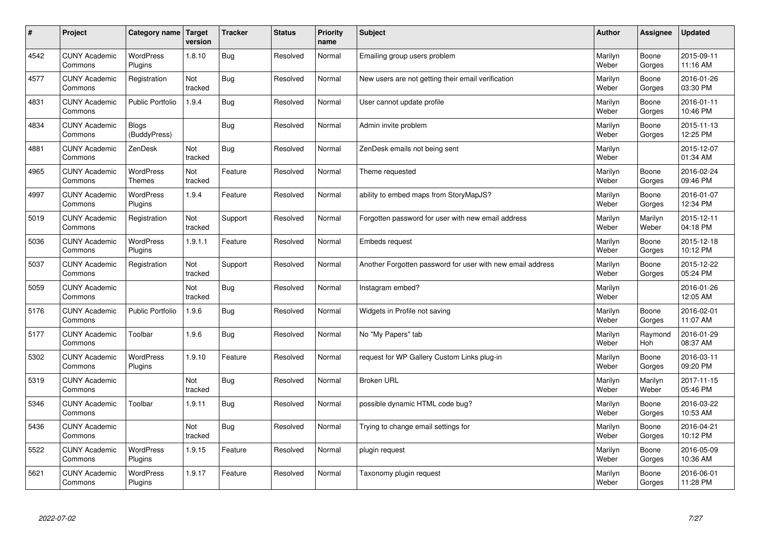| # | Project | Category name | Target version | Tracker | Status | Priority name | Subject | Author | Assignee | Updated |
|---|---|---|---|---|---|---|---|---|---|---|
| 4542 | CUNY Academic Commons | WordPress Plugins | 1.8.10 | Bug | Resolved | Normal | Emailing group users problem | Marilyn Weber | Boone Gorges | 2015-09-11 11:16 AM |
| 4577 | CUNY Academic Commons | Registration | Not tracked | Bug | Resolved | Normal | New users are not getting their email verification | Marilyn Weber | Boone Gorges | 2016-01-26 03:30 PM |
| 4831 | CUNY Academic Commons | Public Portfolio | 1.9.4 | Bug | Resolved | Normal | User cannot update profile | Marilyn Weber | Boone Gorges | 2016-01-11 10:46 PM |
| 4834 | CUNY Academic Commons | Blogs (BuddyPress) | | Bug | Resolved | Normal | Admin invite problem | Marilyn Weber | Boone Gorges | 2015-11-13 12:25 PM |
| 4881 | CUNY Academic Commons | ZenDesk | Not tracked | Bug | Resolved | Normal | ZenDesk emails not being sent | Marilyn Weber | | 2015-12-07 01:34 AM |
| 4965 | CUNY Academic Commons | WordPress Themes | Not tracked | Feature | Resolved | Normal | Theme requested | Marilyn Weber | Boone Gorges | 2016-02-24 09:46 PM |
| 4997 | CUNY Academic Commons | WordPress Plugins | 1.9.4 | Feature | Resolved | Normal | ability to embed maps from StoryMapJS? | Marilyn Weber | Boone Gorges | 2016-01-07 12:34 PM |
| 5019 | CUNY Academic Commons | Registration | Not tracked | Support | Resolved | Normal | Forgotten password for user with new email address | Marilyn Weber | Marilyn Weber | 2015-12-11 04:18 PM |
| 5036 | CUNY Academic Commons | WordPress Plugins | 1.9.1.1 | Feature | Resolved | Normal | Embeds request | Marilyn Weber | Boone Gorges | 2015-12-18 10:12 PM |
| 5037 | CUNY Academic Commons | Registration | Not tracked | Support | Resolved | Normal | Another Forgotten password for user with new email address | Marilyn Weber | Boone Gorges | 2015-12-22 05:24 PM |
| 5059 | CUNY Academic Commons | | Not tracked | Bug | Resolved | Normal | Instagram embed? | Marilyn Weber | | 2016-01-26 12:05 AM |
| 5176 | CUNY Academic Commons | Public Portfolio | 1.9.6 | Bug | Resolved | Normal | Widgets in Profile not saving | Marilyn Weber | Boone Gorges | 2016-02-01 11:07 AM |
| 5177 | CUNY Academic Commons | Toolbar | 1.9.6 | Bug | Resolved | Normal | No "My Papers" tab | Marilyn Weber | Raymond Hoh | 2016-01-29 08:37 AM |
| 5302 | CUNY Academic Commons | WordPress Plugins | 1.9.10 | Feature | Resolved | Normal | request for WP Gallery Custom Links plug-in | Marilyn Weber | Boone Gorges | 2016-03-11 09:20 PM |
| 5319 | CUNY Academic Commons | | Not tracked | Bug | Resolved | Normal | Broken URL | Marilyn Weber | Marilyn Weber | 2017-11-15 05:46 PM |
| 5346 | CUNY Academic Commons | Toolbar | 1.9.11 | Bug | Resolved | Normal | possible dynamic HTML code bug? | Marilyn Weber | Boone Gorges | 2016-03-22 10:53 AM |
| 5436 | CUNY Academic Commons | | Not tracked | Bug | Resolved | Normal | Trying to change email settings for | Marilyn Weber | Boone Gorges | 2016-04-21 10:12 PM |
| 5522 | CUNY Academic Commons | WordPress Plugins | 1.9.15 | Feature | Resolved | Normal | plugin request | Marilyn Weber | Boone Gorges | 2016-05-09 10:36 AM |
| 5621 | CUNY Academic Commons | WordPress Plugins | 1.9.17 | Feature | Resolved | Normal | Taxonomy plugin request | Marilyn Weber | Boone Gorges | 2016-06-01 11:28 PM |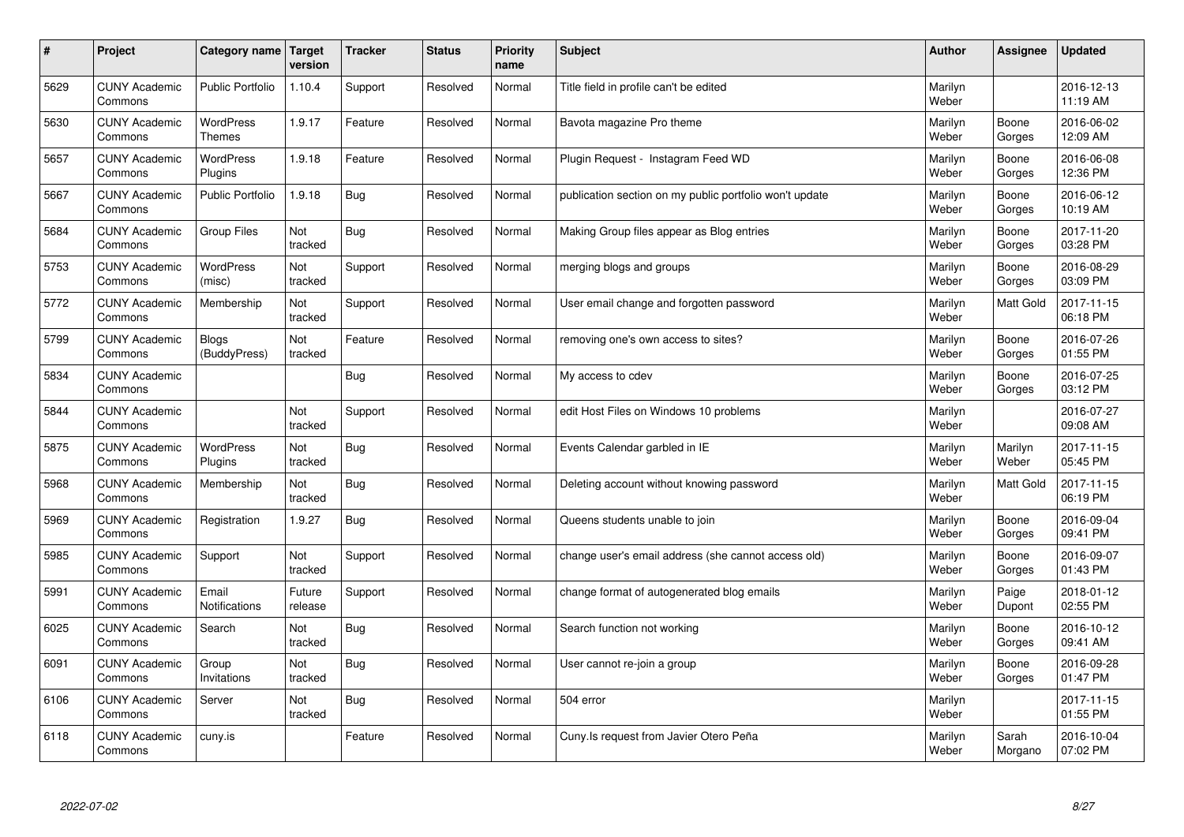| # | Project | Category name | Target version | Tracker | Status | Priority name | Subject | Author | Assignee | Updated |
|---|---|---|---|---|---|---|---|---|---|---|
| 5629 | CUNY Academic Commons | Public Portfolio | 1.10.4 | Support | Resolved | Normal | Title field in profile can't be edited | Marilyn Weber | | 2016-12-13 11:19 AM |
| 5630 | CUNY Academic Commons | WordPress Themes | 1.9.17 | Feature | Resolved | Normal | Bavota magazine Pro theme | Marilyn Weber | Boone Gorges | 2016-06-02 12:09 AM |
| 5657 | CUNY Academic Commons | WordPress Plugins | 1.9.18 | Feature | Resolved | Normal | Plugin Request - Instagram Feed WD | Marilyn Weber | Boone Gorges | 2016-06-08 12:36 PM |
| 5667 | CUNY Academic Commons | Public Portfolio | 1.9.18 | Bug | Resolved | Normal | publication section on my public portfolio won't update | Marilyn Weber | Boone Gorges | 2016-06-12 10:19 AM |
| 5684 | CUNY Academic Commons | Group Files | Not tracked | Bug | Resolved | Normal | Making Group files appear as Blog entries | Marilyn Weber | Boone Gorges | 2017-11-20 03:28 PM |
| 5753 | CUNY Academic Commons | WordPress (misc) | Not tracked | Support | Resolved | Normal | merging blogs and groups | Marilyn Weber | Boone Gorges | 2016-08-29 03:09 PM |
| 5772 | CUNY Academic Commons | Membership | Not tracked | Support | Resolved | Normal | User email change and forgotten password | Marilyn Weber | Matt Gold | 2017-11-15 06:18 PM |
| 5799 | CUNY Academic Commons | Blogs (BuddyPress) | Not tracked | Feature | Resolved | Normal | removing one's own access to sites? | Marilyn Weber | Boone Gorges | 2016-07-26 01:55 PM |
| 5834 | CUNY Academic Commons | | | Bug | Resolved | Normal | My access to cdev | Marilyn Weber | Boone Gorges | 2016-07-25 03:12 PM |
| 5844 | CUNY Academic Commons | | Not tracked | Support | Resolved | Normal | edit Host Files on Windows 10 problems | Marilyn Weber | | 2016-07-27 09:08 AM |
| 5875 | CUNY Academic Commons | WordPress Plugins | Not tracked | Bug | Resolved | Normal | Events Calendar garbled in IE | Marilyn Weber | Marilyn Weber | 2017-11-15 05:45 PM |
| 5968 | CUNY Academic Commons | Membership | Not tracked | Bug | Resolved | Normal | Deleting account without knowing password | Marilyn Weber | Matt Gold | 2017-11-15 06:19 PM |
| 5969 | CUNY Academic Commons | Registration | 1.9.27 | Bug | Resolved | Normal | Queens students unable to join | Marilyn Weber | Boone Gorges | 2016-09-04 09:41 PM |
| 5985 | CUNY Academic Commons | Support | Not tracked | Support | Resolved | Normal | change user's email address (she cannot access old) | Marilyn Weber | Boone Gorges | 2016-09-07 01:43 PM |
| 5991 | CUNY Academic Commons | Email Notifications | Future release | Support | Resolved | Normal | change format of autogenerated blog emails | Marilyn Weber | Paige Dupont | 2018-01-12 02:55 PM |
| 6025 | CUNY Academic Commons | Search | Not tracked | Bug | Resolved | Normal | Search function not working | Marilyn Weber | Boone Gorges | 2016-10-12 09:41 AM |
| 6091 | CUNY Academic Commons | Group Invitations | Not tracked | Bug | Resolved | Normal | User cannot re-join a group | Marilyn Weber | Boone Gorges | 2016-09-28 01:47 PM |
| 6106 | CUNY Academic Commons | Server | Not tracked | Bug | Resolved | Normal | 504 error | Marilyn Weber | | 2017-11-15 01:55 PM |
| 6118 | CUNY Academic Commons | cuny.is | | Feature | Resolved | Normal | Cuny.Is request from Javier Otero Peña | Marilyn Weber | Sarah Morgano | 2016-10-04 07:02 PM |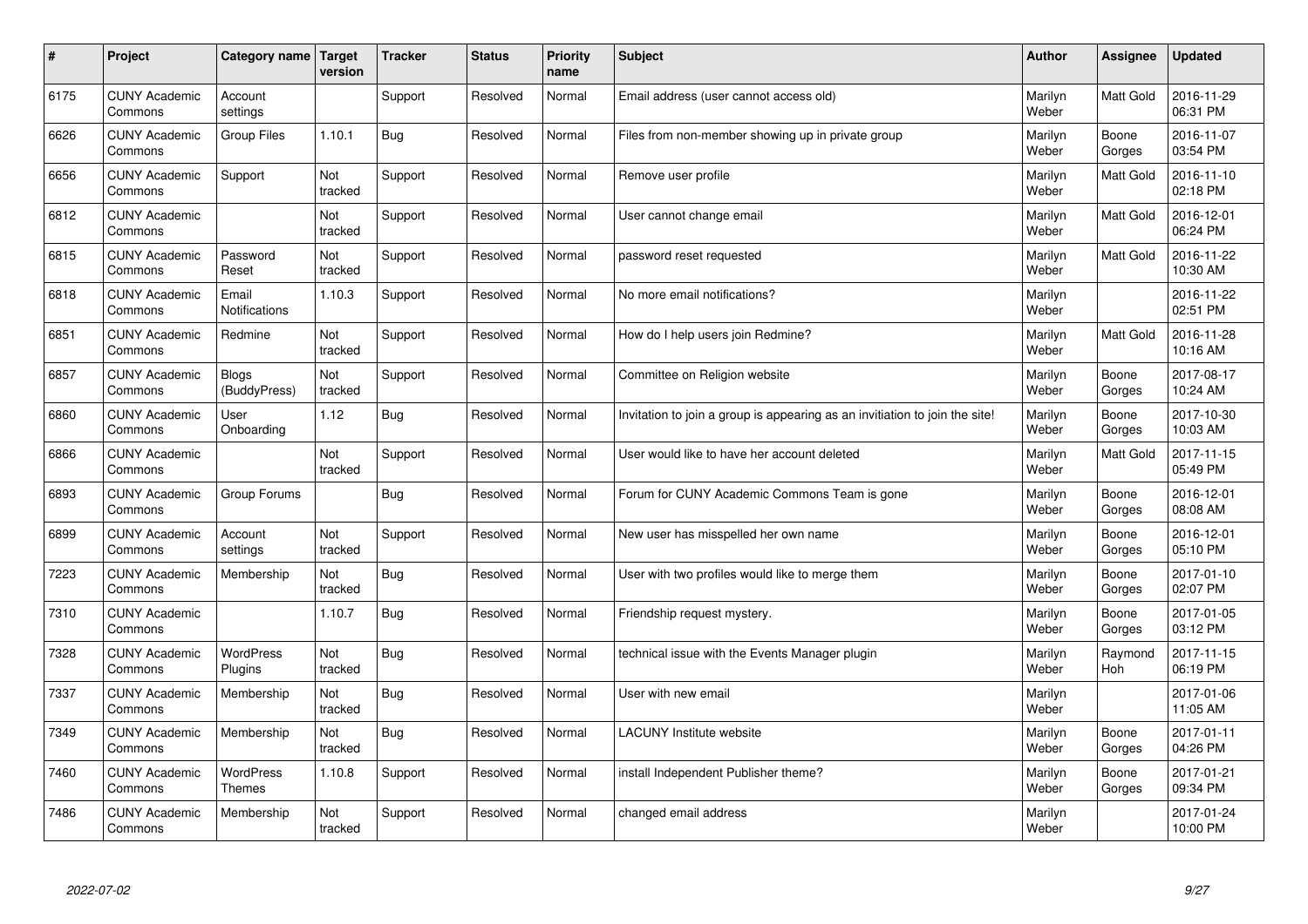| # | Project | Category name | Target version | Tracker | Status | Priority name | Subject | Author | Assignee | Updated |
|---|---|---|---|---|---|---|---|---|---|---|
| 6175 | CUNY Academic Commons | Account settings | | Support | Resolved | Normal | Email address (user cannot access old) | Marilyn Weber | Matt Gold | 2016-11-29 06:31 PM |
| 6626 | CUNY Academic Commons | Group Files | 1.10.1 | Bug | Resolved | Normal | Files from non-member showing up in private group | Marilyn Weber | Boone Gorges | 2016-11-07 03:54 PM |
| 6656 | CUNY Academic Commons | Support | Not tracked | Support | Resolved | Normal | Remove user profile | Marilyn Weber | Matt Gold | 2016-11-10 02:18 PM |
| 6812 | CUNY Academic Commons | | Not tracked | Support | Resolved | Normal | User cannot change email | Marilyn Weber | Matt Gold | 2016-12-01 06:24 PM |
| 6815 | CUNY Academic Commons | Password Reset | Not tracked | Support | Resolved | Normal | password reset requested | Marilyn Weber | Matt Gold | 2016-11-22 10:30 AM |
| 6818 | CUNY Academic Commons | Email Notifications | 1.10.3 | Support | Resolved | Normal | No more email notifications? | Marilyn Weber | | 2016-11-22 02:51 PM |
| 6851 | CUNY Academic Commons | Redmine | Not tracked | Support | Resolved | Normal | How do I help users join Redmine? | Marilyn Weber | Matt Gold | 2016-11-28 10:16 AM |
| 6857 | CUNY Academic Commons | Blogs (BuddyPress) | Not tracked | Support | Resolved | Normal | Committee on Religion website | Marilyn Weber | Boone Gorges | 2017-08-17 10:24 AM |
| 6860 | CUNY Academic Commons | User Onboarding | 1.12 | Bug | Resolved | Normal | Invitation to join a group is appearing as an invitiation to join the site! | Marilyn Weber | Boone Gorges | 2017-10-30 10:03 AM |
| 6866 | CUNY Academic Commons | | Not tracked | Support | Resolved | Normal | User would like to have her account deleted | Marilyn Weber | Matt Gold | 2017-11-15 05:49 PM |
| 6893 | CUNY Academic Commons | Group Forums | | Bug | Resolved | Normal | Forum for CUNY Academic Commons Team is gone | Marilyn Weber | Boone Gorges | 2016-12-01 08:08 AM |
| 6899 | CUNY Academic Commons | Account settings | Not tracked | Support | Resolved | Normal | New user has misspelled her own name | Marilyn Weber | Boone Gorges | 2016-12-01 05:10 PM |
| 7223 | CUNY Academic Commons | Membership | Not tracked | Bug | Resolved | Normal | User with two profiles would like to merge them | Marilyn Weber | Boone Gorges | 2017-01-10 02:07 PM |
| 7310 | CUNY Academic Commons | | 1.10.7 | Bug | Resolved | Normal | Friendship request mystery. | Marilyn Weber | Boone Gorges | 2017-01-05 03:12 PM |
| 7328 | CUNY Academic Commons | WordPress Plugins | Not tracked | Bug | Resolved | Normal | technical issue with the Events Manager plugin | Marilyn Weber | Raymond Hoh | 2017-11-15 06:19 PM |
| 7337 | CUNY Academic Commons | Membership | Not tracked | Bug | Resolved | Normal | User with new email | Marilyn Weber | | 2017-01-06 11:05 AM |
| 7349 | CUNY Academic Commons | Membership | Not tracked | Bug | Resolved | Normal | LACUNY Institute website | Marilyn Weber | Boone Gorges | 2017-01-11 04:26 PM |
| 7460 | CUNY Academic Commons | WordPress Themes | 1.10.8 | Support | Resolved | Normal | install Independent Publisher theme? | Marilyn Weber | Boone Gorges | 2017-01-21 09:34 PM |
| 7486 | CUNY Academic Commons | Membership | Not tracked | Support | Resolved | Normal | changed email address | Marilyn Weber | | 2017-01-24 10:00 PM |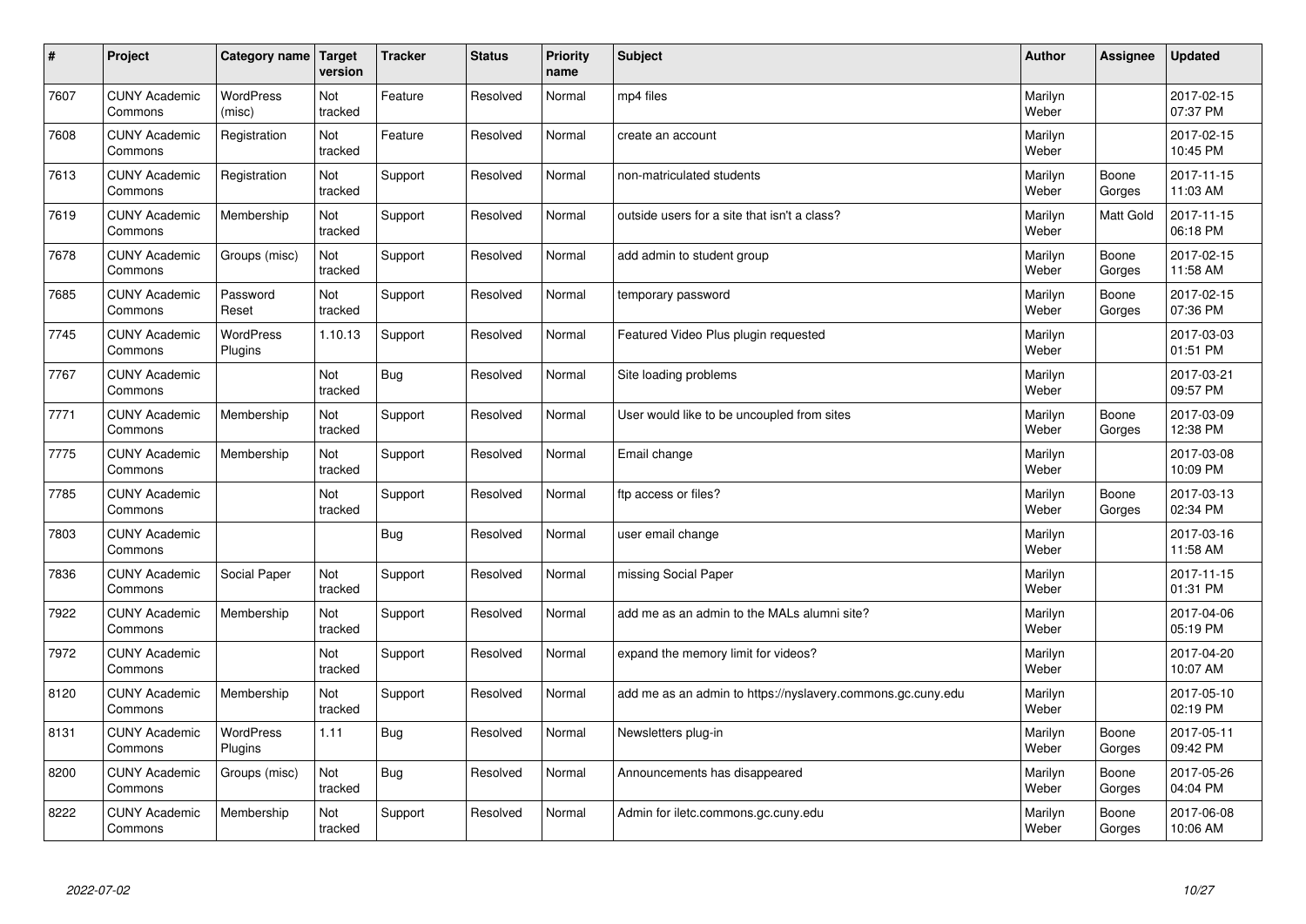| # | Project | Category name | Target version | Tracker | Status | Priority name | Subject | Author | Assignee | Updated |
|---|---|---|---|---|---|---|---|---|---|---|
| 7607 | CUNY Academic Commons | WordPress (misc) | Not tracked | Feature | Resolved | Normal | mp4 files | Marilyn Weber | | 2017-02-15 07:37 PM |
| 7608 | CUNY Academic Commons | Registration | Not tracked | Feature | Resolved | Normal | create an account | Marilyn Weber | | 2017-02-15 10:45 PM |
| 7613 | CUNY Academic Commons | Registration | Not tracked | Support | Resolved | Normal | non-matriculated students | Marilyn Weber | Boone Gorges | 2017-11-15 11:03 AM |
| 7619 | CUNY Academic Commons | Membership | Not tracked | Support | Resolved | Normal | outside users for a site that isn't a class? | Marilyn Weber | Matt Gold | 2017-11-15 06:18 PM |
| 7678 | CUNY Academic Commons | Groups (misc) | Not tracked | Support | Resolved | Normal | add admin to student group | Marilyn Weber | Boone Gorges | 2017-02-15 11:58 AM |
| 7685 | CUNY Academic Commons | Password Reset | Not tracked | Support | Resolved | Normal | temporary password | Marilyn Weber | Boone Gorges | 2017-02-15 07:36 PM |
| 7745 | CUNY Academic Commons | WordPress Plugins | 1.10.13 | Support | Resolved | Normal | Featured Video Plus plugin requested | Marilyn Weber | | 2017-03-03 01:51 PM |
| 7767 | CUNY Academic Commons | | Not tracked | Bug | Resolved | Normal | Site loading problems | Marilyn Weber | | 2017-03-21 09:57 PM |
| 7771 | CUNY Academic Commons | Membership | Not tracked | Support | Resolved | Normal | User would like to be uncoupled from sites | Marilyn Weber | Boone Gorges | 2017-03-09 12:38 PM |
| 7775 | CUNY Academic Commons | Membership | Not tracked | Support | Resolved | Normal | Email change | Marilyn Weber | | 2017-03-08 10:09 PM |
| 7785 | CUNY Academic Commons | | Not tracked | Support | Resolved | Normal | ftp access or files? | Marilyn Weber | Boone Gorges | 2017-03-13 02:34 PM |
| 7803 | CUNY Academic Commons | | | Bug | Resolved | Normal | user email change | Marilyn Weber | | 2017-03-16 11:58 AM |
| 7836 | CUNY Academic Commons | Social Paper | Not tracked | Support | Resolved | Normal | missing Social Paper | Marilyn Weber | | 2017-11-15 01:31 PM |
| 7922 | CUNY Academic Commons | Membership | Not tracked | Support | Resolved | Normal | add me as an admin to the MALs alumni site? | Marilyn Weber | | 2017-04-06 05:19 PM |
| 7972 | CUNY Academic Commons | | Not tracked | Support | Resolved | Normal | expand the memory limit for videos? | Marilyn Weber | | 2017-04-20 10:07 AM |
| 8120 | CUNY Academic Commons | Membership | Not tracked | Support | Resolved | Normal | add me as an admin to https://nyslavery.commons.gc.cuny.edu | Marilyn Weber | | 2017-05-10 02:19 PM |
| 8131 | CUNY Academic Commons | WordPress Plugins | 1.11 | Bug | Resolved | Normal | Newsletters plug-in | Marilyn Weber | Boone Gorges | 2017-05-11 09:42 PM |
| 8200 | CUNY Academic Commons | Groups (misc) | Not tracked | Bug | Resolved | Normal | Announcements has disappeared | Marilyn Weber | Boone Gorges | 2017-05-26 04:04 PM |
| 8222 | CUNY Academic Commons | Membership | Not tracked | Support | Resolved | Normal | Admin for iletc.commons.gc.cuny.edu | Marilyn Weber | Boone Gorges | 2017-06-08 10:06 AM |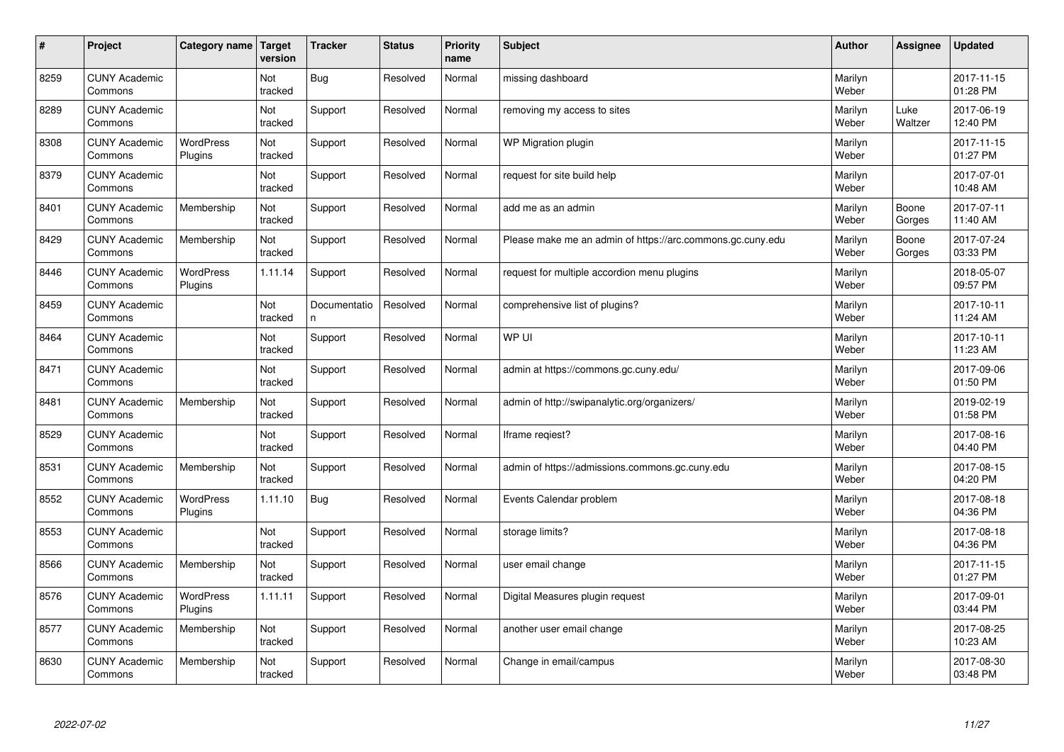| # | Project | Category name | Target version | Tracker | Status | Priority name | Subject | Author | Assignee | Updated |
|---|---|---|---|---|---|---|---|---|---|---|
| 8259 | CUNY Academic Commons | | Not tracked | Bug | Resolved | Normal | missing dashboard | Marilyn Weber | | 2017-11-15 01:28 PM |
| 8289 | CUNY Academic Commons | | Not tracked | Support | Resolved | Normal | removing my access to sites | Marilyn Weber | Luke Waltzer | 2017-06-19 12:40 PM |
| 8308 | CUNY Academic Commons | WordPress Plugins | Not tracked | Support | Resolved | Normal | WP Migration plugin | Marilyn Weber | | 2017-11-15 01:27 PM |
| 8379 | CUNY Academic Commons | | Not tracked | Support | Resolved | Normal | request for site build help | Marilyn Weber | | 2017-07-01 10:48 AM |
| 8401 | CUNY Academic Commons | Membership | Not tracked | Support | Resolved | Normal | add me as an admin | Marilyn Weber | Boone Gorges | 2017-07-11 11:40 AM |
| 8429 | CUNY Academic Commons | Membership | Not tracked | Support | Resolved | Normal | Please make me an admin of https://arc.commons.gc.cuny.edu | Marilyn Weber | Boone Gorges | 2017-07-24 03:33 PM |
| 8446 | CUNY Academic Commons | WordPress Plugins | 1.11.14 | Support | Resolved | Normal | request for multiple accordion menu plugins | Marilyn Weber | | 2018-05-07 09:57 PM |
| 8459 | CUNY Academic Commons | | Not tracked | Documentation | Resolved | Normal | comprehensive list of plugins? | Marilyn Weber | | 2017-10-11 11:24 AM |
| 8464 | CUNY Academic Commons | | Not tracked | Support | Resolved | Normal | WP UI | Marilyn Weber | | 2017-10-11 11:23 AM |
| 8471 | CUNY Academic Commons | | Not tracked | Support | Resolved | Normal | admin at https://commons.gc.cuny.edu/ | Marilyn Weber | | 2017-09-06 01:50 PM |
| 8481 | CUNY Academic Commons | Membership | Not tracked | Support | Resolved | Normal | admin of http://swipanalytic.org/organizers/ | Marilyn Weber | | 2019-02-19 01:58 PM |
| 8529 | CUNY Academic Commons | | Not tracked | Support | Resolved | Normal | Iframe reqiest? | Marilyn Weber | | 2017-08-16 04:40 PM |
| 8531 | CUNY Academic Commons | Membership | Not tracked | Support | Resolved | Normal | admin of https://admissions.commons.gc.cuny.edu | Marilyn Weber | | 2017-08-15 04:20 PM |
| 8552 | CUNY Academic Commons | WordPress Plugins | 1.11.10 | Bug | Resolved | Normal | Events Calendar problem | Marilyn Weber | | 2017-08-18 04:36 PM |
| 8553 | CUNY Academic Commons | | Not tracked | Support | Resolved | Normal | storage limits? | Marilyn Weber | | 2017-08-18 04:36 PM |
| 8566 | CUNY Academic Commons | Membership | Not tracked | Support | Resolved | Normal | user email change | Marilyn Weber | | 2017-11-15 01:27 PM |
| 8576 | CUNY Academic Commons | WordPress Plugins | 1.11.11 | Support | Resolved | Normal | Digital Measures plugin request | Marilyn Weber | | 2017-09-01 03:44 PM |
| 8577 | CUNY Academic Commons | Membership | Not tracked | Support | Resolved | Normal | another user email change | Marilyn Weber | | 2017-08-25 10:23 AM |
| 8630 | CUNY Academic Commons | Membership | Not tracked | Support | Resolved | Normal | Change in email/campus | Marilyn Weber | | 2017-08-30 03:48 PM |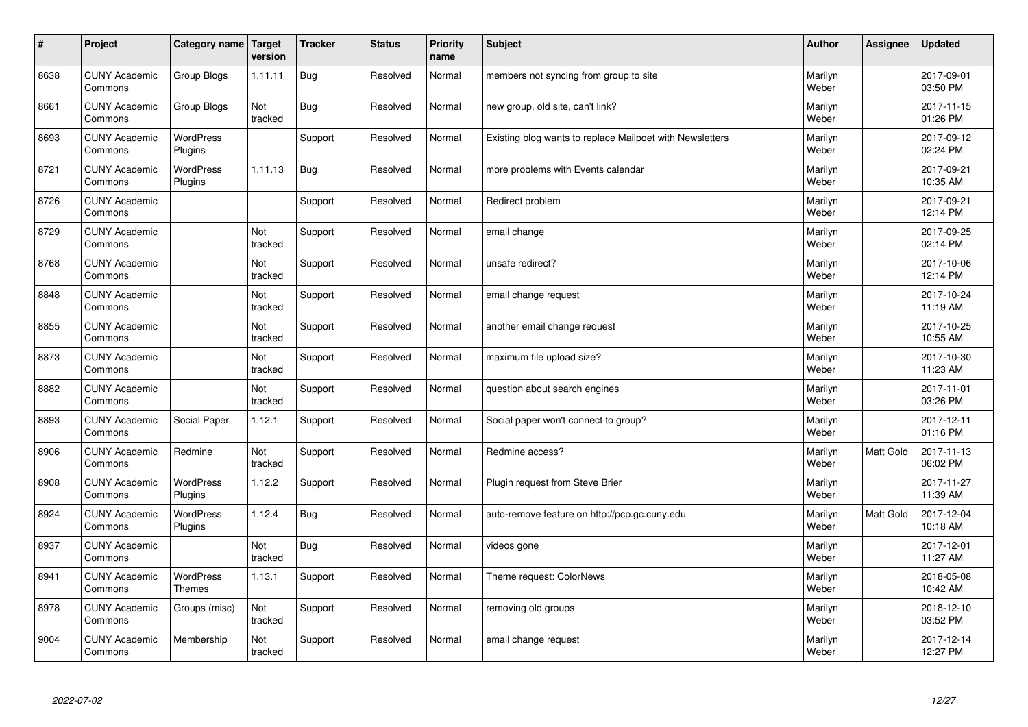| # | Project | Category name | Target version | Tracker | Status | Priority name | Subject | Author | Assignee | Updated |
|---|---|---|---|---|---|---|---|---|---|---|
| 8638 | CUNY Academic Commons | Group Blogs | 1.11.11 | Bug | Resolved | Normal | members not syncing from group to site | Marilyn Weber | | 2017-09-01 03:50 PM |
| 8661 | CUNY Academic Commons | Group Blogs | Not tracked | Bug | Resolved | Normal | new group, old site, can't link? | Marilyn Weber | | 2017-11-15 01:26 PM |
| 8693 | CUNY Academic Commons | WordPress Plugins | | Support | Resolved | Normal | Existing blog wants to replace Mailpoet with Newsletters | Marilyn Weber | | 2017-09-12 02:24 PM |
| 8721 | CUNY Academic Commons | WordPress Plugins | 1.11.13 | Bug | Resolved | Normal | more problems with Events calendar | Marilyn Weber | | 2017-09-21 10:35 AM |
| 8726 | CUNY Academic Commons | | | Support | Resolved | Normal | Redirect problem | Marilyn Weber | | 2017-09-21 12:14 PM |
| 8729 | CUNY Academic Commons | | Not tracked | Support | Resolved | Normal | email change | Marilyn Weber | | 2017-09-25 02:14 PM |
| 8768 | CUNY Academic Commons | | Not tracked | Support | Resolved | Normal | unsafe redirect? | Marilyn Weber | | 2017-10-06 12:14 PM |
| 8848 | CUNY Academic Commons | | Not tracked | Support | Resolved | Normal | email change request | Marilyn Weber | | 2017-10-24 11:19 AM |
| 8855 | CUNY Academic Commons | | Not tracked | Support | Resolved | Normal | another email change request | Marilyn Weber | | 2017-10-25 10:55 AM |
| 8873 | CUNY Academic Commons | | Not tracked | Support | Resolved | Normal | maximum file upload size? | Marilyn Weber | | 2017-10-30 11:23 AM |
| 8882 | CUNY Academic Commons | | Not tracked | Support | Resolved | Normal | question about search engines | Marilyn Weber | | 2017-11-01 03:26 PM |
| 8893 | CUNY Academic Commons | Social Paper | 1.12.1 | Support | Resolved | Normal | Social paper won't connect to group? | Marilyn Weber | | 2017-12-11 01:16 PM |
| 8906 | CUNY Academic Commons | Redmine | Not tracked | Support | Resolved | Normal | Redmine access? | Marilyn Weber | Matt Gold | 2017-11-13 06:02 PM |
| 8908 | CUNY Academic Commons | WordPress Plugins | 1.12.2 | Support | Resolved | Normal | Plugin request from Steve Brier | Marilyn Weber | | 2017-11-27 11:39 AM |
| 8924 | CUNY Academic Commons | WordPress Plugins | 1.12.4 | Bug | Resolved | Normal | auto-remove feature on http://pcp.gc.cuny.edu | Marilyn Weber | Matt Gold | 2017-12-04 10:18 AM |
| 8937 | CUNY Academic Commons | | Not tracked | Bug | Resolved | Normal | videos gone | Marilyn Weber | | 2017-12-01 11:27 AM |
| 8941 | CUNY Academic Commons | WordPress Themes | 1.13.1 | Support | Resolved | Normal | Theme request: ColorNews | Marilyn Weber | | 2018-05-08 10:42 AM |
| 8978 | CUNY Academic Commons | Groups (misc) | Not tracked | Support | Resolved | Normal | removing old groups | Marilyn Weber | | 2018-12-10 03:52 PM |
| 9004 | CUNY Academic Commons | Membership | Not tracked | Support | Resolved | Normal | email change request | Marilyn Weber | | 2017-12-14 12:27 PM |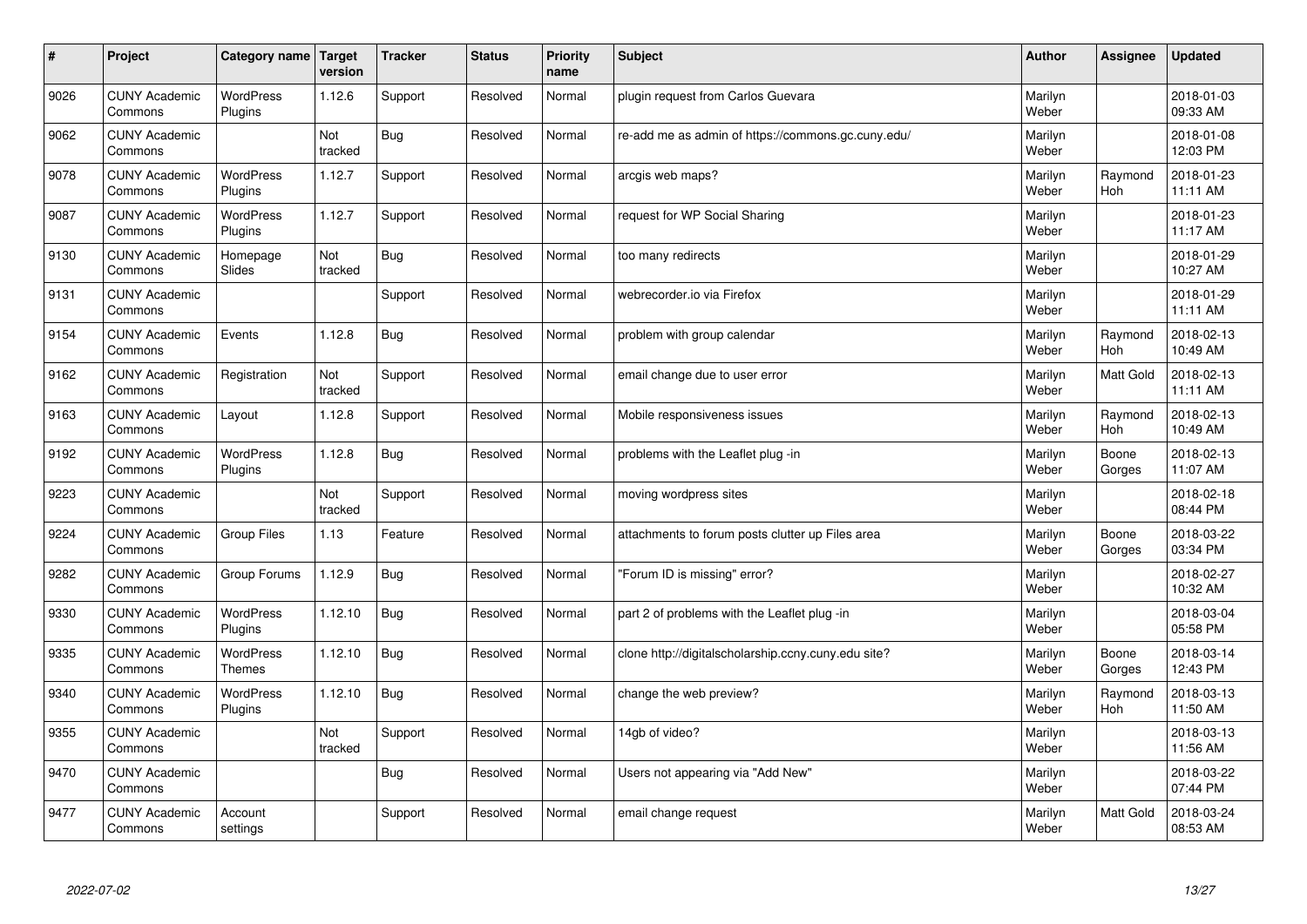| # | Project | Category name | Target version | Tracker | Status | Priority name | Subject | Author | Assignee | Updated |
|---|---|---|---|---|---|---|---|---|---|---|
| 9026 | CUNY Academic Commons | WordPress Plugins | 1.12.6 | Support | Resolved | Normal | plugin request from Carlos Guevara | Marilyn Weber | | 2018-01-03 09:33 AM |
| 9062 | CUNY Academic Commons | | Not tracked | Bug | Resolved | Normal | re-add me as admin of https://commons.gc.cuny.edu/ | Marilyn Weber | | 2018-01-08 12:03 PM |
| 9078 | CUNY Academic Commons | WordPress Plugins | 1.12.7 | Support | Resolved | Normal | arcgis web maps? | Marilyn Weber | Raymond Hoh | 2018-01-23 11:11 AM |
| 9087 | CUNY Academic Commons | WordPress Plugins | 1.12.7 | Support | Resolved | Normal | request for WP Social Sharing | Marilyn Weber | | 2018-01-23 11:17 AM |
| 9130 | CUNY Academic Commons | Homepage Slides | Not tracked | Bug | Resolved | Normal | too many redirects | Marilyn Weber | | 2018-01-29 10:27 AM |
| 9131 | CUNY Academic Commons | | | Support | Resolved | Normal | webrecorder.io via Firefox | Marilyn Weber | | 2018-01-29 11:11 AM |
| 9154 | CUNY Academic Commons | Events | 1.12.8 | Bug | Resolved | Normal | problem with group calendar | Marilyn Weber | Raymond Hoh | 2018-02-13 10:49 AM |
| 9162 | CUNY Academic Commons | Registration | Not tracked | Support | Resolved | Normal | email change due to user error | Marilyn Weber | Matt Gold | 2018-02-13 11:11 AM |
| 9163 | CUNY Academic Commons | Layout | 1.12.8 | Support | Resolved | Normal | Mobile responsiveness issues | Marilyn Weber | Raymond Hoh | 2018-02-13 10:49 AM |
| 9192 | CUNY Academic Commons | WordPress Plugins | 1.12.8 | Bug | Resolved | Normal | problems with the Leaflet plug -in | Marilyn Weber | Boone Gorges | 2018-02-13 11:07 AM |
| 9223 | CUNY Academic Commons | | Not tracked | Support | Resolved | Normal | moving wordpress sites | Marilyn Weber | | 2018-02-18 08:44 PM |
| 9224 | CUNY Academic Commons | Group Files | 1.13 | Feature | Resolved | Normal | attachments to forum posts clutter up Files area | Marilyn Weber | Boone Gorges | 2018-03-22 03:34 PM |
| 9282 | CUNY Academic Commons | Group Forums | 1.12.9 | Bug | Resolved | Normal | "Forum ID is missing" error? | Marilyn Weber | | 2018-02-27 10:32 AM |
| 9330 | CUNY Academic Commons | WordPress Plugins | 1.12.10 | Bug | Resolved | Normal | part 2 of problems with the Leaflet plug -in | Marilyn Weber | | 2018-03-04 05:58 PM |
| 9335 | CUNY Academic Commons | WordPress Themes | 1.12.10 | Bug | Resolved | Normal | clone http://digitalscholarship.ccny.cuny.edu site? | Marilyn Weber | Boone Gorges | 2018-03-14 12:43 PM |
| 9340 | CUNY Academic Commons | WordPress Plugins | 1.12.10 | Bug | Resolved | Normal | change the web preview? | Marilyn Weber | Raymond Hoh | 2018-03-13 11:50 AM |
| 9355 | CUNY Academic Commons | | Not tracked | Support | Resolved | Normal | 14gb of video? | Marilyn Weber | | 2018-03-13 11:56 AM |
| 9470 | CUNY Academic Commons | | | Bug | Resolved | Normal | Users not appearing via "Add New" | Marilyn Weber | | 2018-03-22 07:44 PM |
| 9477 | CUNY Academic Commons | Account settings | | Support | Resolved | Normal | email change request | Marilyn Weber | Matt Gold | 2018-03-24 08:53 AM |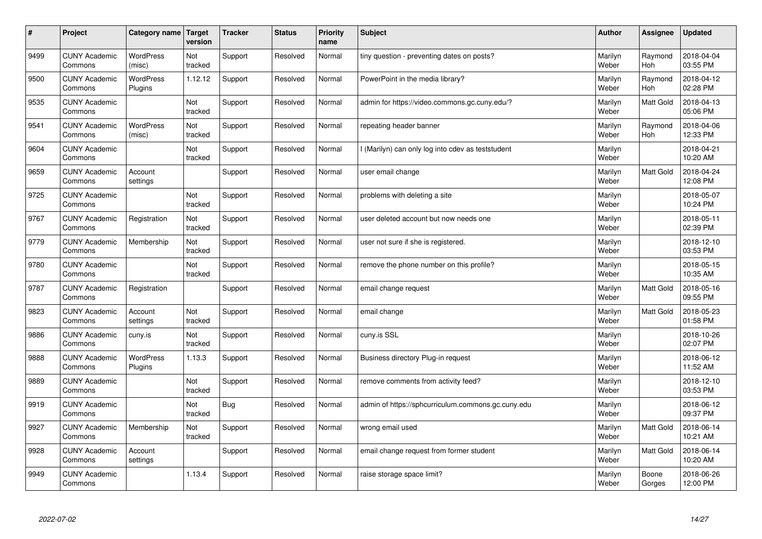| # | Project | Category name | Target version | Tracker | Status | Priority name | Subject | Author | Assignee | Updated |
|---|---|---|---|---|---|---|---|---|---|---|
| 9499 | CUNY Academic Commons | WordPress (misc) | Not tracked | Support | Resolved | Normal | tiny question - preventing dates on posts? | Marilyn Weber | Raymond Hoh | 2018-04-04 03:55 PM |
| 9500 | CUNY Academic Commons | WordPress Plugins | 1.12.12 | Support | Resolved | Normal | PowerPoint in the media library? | Marilyn Weber | Raymond Hoh | 2018-04-12 02:28 PM |
| 9535 | CUNY Academic Commons | | Not tracked | Support | Resolved | Normal | admin for https://video.commons.gc.cuny.edu/? | Marilyn Weber | Matt Gold | 2018-04-13 05:06 PM |
| 9541 | CUNY Academic Commons | WordPress (misc) | Not tracked | Support | Resolved | Normal | repeating header banner | Marilyn Weber | Raymond Hoh | 2018-04-06 12:33 PM |
| 9604 | CUNY Academic Commons | | Not tracked | Support | Resolved | Normal | I (Marilyn) can only log into cdev as teststudent | Marilyn Weber | | 2018-04-21 10:20 AM |
| 9659 | CUNY Academic Commons | Account settings | | Support | Resolved | Normal | user email change | Marilyn Weber | Matt Gold | 2018-04-24 12:08 PM |
| 9725 | CUNY Academic Commons | | Not tracked | Support | Resolved | Normal | problems with deleting a site | Marilyn Weber | | 2018-05-07 10:24 PM |
| 9767 | CUNY Academic Commons | Registration | Not tracked | Support | Resolved | Normal | user deleted account but now needs one | Marilyn Weber | | 2018-05-11 02:39 PM |
| 9779 | CUNY Academic Commons | Membership | Not tracked | Support | Resolved | Normal | user not sure if she is registered. | Marilyn Weber | | 2018-12-10 03:53 PM |
| 9780 | CUNY Academic Commons | | Not tracked | Support | Resolved | Normal | remove the phone number on this profile? | Marilyn Weber | | 2018-05-15 10:35 AM |
| 9787 | CUNY Academic Commons | Registration | | Support | Resolved | Normal | email change request | Marilyn Weber | Matt Gold | 2018-05-16 09:55 PM |
| 9823 | CUNY Academic Commons | Account settings | Not tracked | Support | Resolved | Normal | email change | Marilyn Weber | Matt Gold | 2018-05-23 01:58 PM |
| 9886 | CUNY Academic Commons | cuny.is | Not tracked | Support | Resolved | Normal | cuny.is SSL | Marilyn Weber | | 2018-10-26 02:07 PM |
| 9888 | CUNY Academic Commons | WordPress Plugins | 1.13.3 | Support | Resolved | Normal | Business directory Plug-in request | Marilyn Weber | | 2018-06-12 11:52 AM |
| 9889 | CUNY Academic Commons | | Not tracked | Support | Resolved | Normal | remove comments from activity feed? | Marilyn Weber | | 2018-12-10 03:53 PM |
| 9919 | CUNY Academic Commons | | Not tracked | Bug | Resolved | Normal | admin of https://sphcurriculum.commons.gc.cuny.edu | Marilyn Weber | | 2018-06-12 09:37 PM |
| 9927 | CUNY Academic Commons | Membership | Not tracked | Support | Resolved | Normal | wrong email used | Marilyn Weber | Matt Gold | 2018-06-14 10:21 AM |
| 9928 | CUNY Academic Commons | Account settings | | Support | Resolved | Normal | email change request from former student | Marilyn Weber | Matt Gold | 2018-06-14 10:20 AM |
| 9949 | CUNY Academic Commons | | 1.13.4 | Support | Resolved | Normal | raise storage space limit? | Marilyn Weber | Boone Gorges | 2018-06-26 12:00 PM |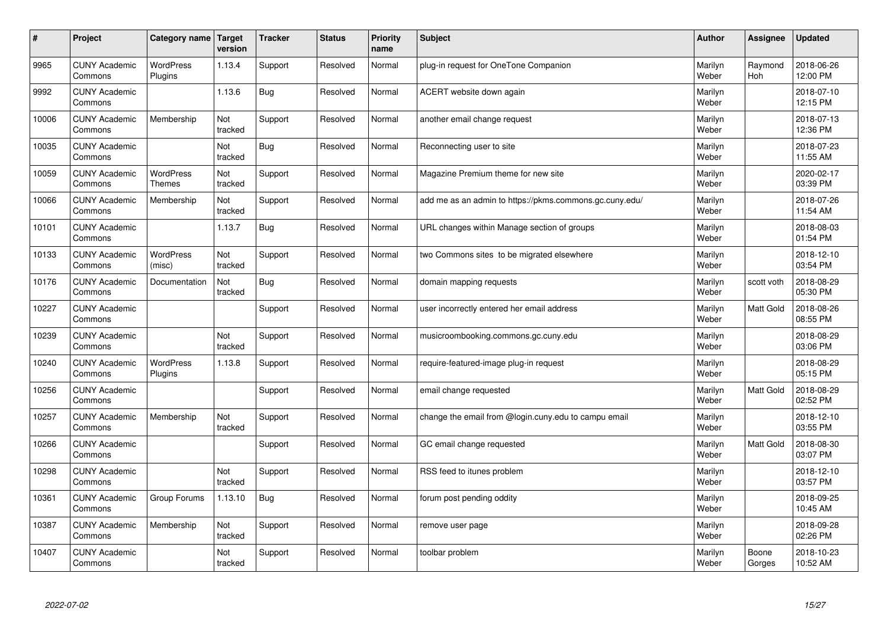| # | Project | Category name | Target version | Tracker | Status | Priority name | Subject | Author | Assignee | Updated |
|---|---|---|---|---|---|---|---|---|---|---|
| 9965 | CUNY Academic Commons | WordPress Plugins | 1.13.4 | Support | Resolved | Normal | plug-in request for OneTone Companion | Marilyn Weber | Raymond Hoh | 2018-06-26 12:00 PM |
| 9992 | CUNY Academic Commons | | 1.13.6 | Bug | Resolved | Normal | ACERT website down again | Marilyn Weber | | 2018-07-10 12:15 PM |
| 10006 | CUNY Academic Commons | Membership | Not tracked | Support | Resolved | Normal | another email change request | Marilyn Weber | | 2018-07-13 12:36 PM |
| 10035 | CUNY Academic Commons | | Not tracked | Bug | Resolved | Normal | Reconnecting user to site | Marilyn Weber | | 2018-07-23 11:55 AM |
| 10059 | CUNY Academic Commons | WordPress Themes | Not tracked | Support | Resolved | Normal | Magazine Premium theme for new site | Marilyn Weber | | 2020-02-17 03:39 PM |
| 10066 | CUNY Academic Commons | Membership | Not tracked | Support | Resolved | Normal | add me as an admin to https://pkms.commons.gc.cuny.edu/ | Marilyn Weber | | 2018-07-26 11:54 AM |
| 10101 | CUNY Academic Commons | | 1.13.7 | Bug | Resolved | Normal | URL changes within Manage section of groups | Marilyn Weber | | 2018-08-03 01:54 PM |
| 10133 | CUNY Academic Commons | WordPress (misc) | Not tracked | Support | Resolved | Normal | two Commons sites to be migrated elsewhere | Marilyn Weber | | 2018-12-10 03:54 PM |
| 10176 | CUNY Academic Commons | Documentation | Not tracked | Bug | Resolved | Normal | domain mapping requests | Marilyn Weber | scott voth | 2018-08-29 05:30 PM |
| 10227 | CUNY Academic Commons | | | Support | Resolved | Normal | user incorrectly entered her email address | Marilyn Weber | Matt Gold | 2018-08-26 08:55 PM |
| 10239 | CUNY Academic Commons | | Not tracked | Support | Resolved | Normal | musicroombooking.commons.gc.cuny.edu | Marilyn Weber | | 2018-08-29 03:06 PM |
| 10240 | CUNY Academic Commons | WordPress Plugins | 1.13.8 | Support | Resolved | Normal | require-featured-image plug-in request | Marilyn Weber | | 2018-08-29 05:15 PM |
| 10256 | CUNY Academic Commons | | | Support | Resolved | Normal | email change requested | Marilyn Weber | Matt Gold | 2018-08-29 02:52 PM |
| 10257 | CUNY Academic Commons | Membership | Not tracked | Support | Resolved | Normal | change the email from @login.cuny.edu to campu email | Marilyn Weber | | 2018-12-10 03:55 PM |
| 10266 | CUNY Academic Commons | | | Support | Resolved | Normal | GC email change requested | Marilyn Weber | Matt Gold | 2018-08-30 03:07 PM |
| 10298 | CUNY Academic Commons | | Not tracked | Support | Resolved | Normal | RSS feed to itunes problem | Marilyn Weber | | 2018-12-10 03:57 PM |
| 10361 | CUNY Academic Commons | Group Forums | 1.13.10 | Bug | Resolved | Normal | forum post pending oddity | Marilyn Weber | | 2018-09-25 10:45 AM |
| 10387 | CUNY Academic Commons | Membership | Not tracked | Support | Resolved | Normal | remove user page | Marilyn Weber | | 2018-09-28 02:26 PM |
| 10407 | CUNY Academic Commons | | Not tracked | Support | Resolved | Normal | toolbar problem | Marilyn Weber | Boone Gorges | 2018-10-23 10:52 AM |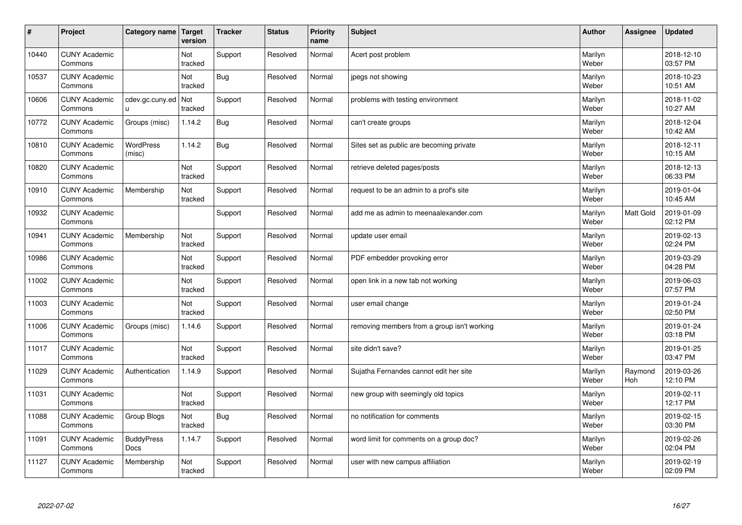| # | Project | Category name | Target version | Tracker | Status | Priority name | Subject | Author | Assignee | Updated |
|---|---|---|---|---|---|---|---|---|---|---|
| 10440 | CUNY Academic Commons | | Not tracked | Support | Resolved | Normal | Acert post problem | Marilyn Weber | | 2018-12-10 03:57 PM |
| 10537 | CUNY Academic Commons | | Not tracked | Bug | Resolved | Normal | jpegs not showing | Marilyn Weber | | 2018-10-23 10:51 AM |
| 10606 | CUNY Academic Commons | cdev.gc.cuny.edu | Not tracked | Support | Resolved | Normal | problems with testing environment | Marilyn Weber | | 2018-11-02 10:27 AM |
| 10772 | CUNY Academic Commons | Groups (misc) | 1.14.2 | Bug | Resolved | Normal | can't create groups | Marilyn Weber | | 2018-12-04 10:42 AM |
| 10810 | CUNY Academic Commons | WordPress (misc) | 1.14.2 | Bug | Resolved | Normal | Sites set as public are becoming private | Marilyn Weber | | 2018-12-11 10:15 AM |
| 10820 | CUNY Academic Commons | | Not tracked | Support | Resolved | Normal | retrieve deleted pages/posts | Marilyn Weber | | 2018-12-13 06:33 PM |
| 10910 | CUNY Academic Commons | Membership | Not tracked | Support | Resolved | Normal | request to be an admin to a prof's site | Marilyn Weber | | 2019-01-04 10:45 AM |
| 10932 | CUNY Academic Commons | | | Support | Resolved | Normal | add me as admin to meenaalexander.com | Marilyn Weber | Matt Gold | 2019-01-09 02:12 PM |
| 10941 | CUNY Academic Commons | Membership | Not tracked | Support | Resolved | Normal | update user email | Marilyn Weber | | 2019-02-13 02:24 PM |
| 10986 | CUNY Academic Commons | | Not tracked | Support | Resolved | Normal | PDF embedder provoking error | Marilyn Weber | | 2019-03-29 04:28 PM |
| 11002 | CUNY Academic Commons | | Not tracked | Support | Resolved | Normal | open link in a new tab not working | Marilyn Weber | | 2019-06-03 07:57 PM |
| 11003 | CUNY Academic Commons | | Not tracked | Support | Resolved | Normal | user email change | Marilyn Weber | | 2019-01-24 02:50 PM |
| 11006 | CUNY Academic Commons | Groups (misc) | 1.14.6 | Support | Resolved | Normal | removing members from a group isn't working | Marilyn Weber | | 2019-01-24 03:18 PM |
| 11017 | CUNY Academic Commons | | Not tracked | Support | Resolved | Normal | site didn't save? | Marilyn Weber | | 2019-01-25 03:47 PM |
| 11029 | CUNY Academic Commons | Authentication | 1.14.9 | Support | Resolved | Normal | Sujatha Fernandes cannot edit her site | Marilyn Weber | Raymond Hoh | 2019-03-26 12:10 PM |
| 11031 | CUNY Academic Commons | | Not tracked | Support | Resolved | Normal | new group with seemingly old topics | Marilyn Weber | | 2019-02-11 12:17 PM |
| 11088 | CUNY Academic Commons | Group Blogs | Not tracked | Bug | Resolved | Normal | no notification for comments | Marilyn Weber | | 2019-02-15 03:30 PM |
| 11091 | CUNY Academic Commons | BuddyPress Docs | 1.14.7 | Support | Resolved | Normal | word limit for comments on a group doc? | Marilyn Weber | | 2019-02-26 02:04 PM |
| 11127 | CUNY Academic Commons | Membership | Not tracked | Support | Resolved | Normal | user with new campus affiliation | Marilyn Weber | | 2019-02-19 02:09 PM |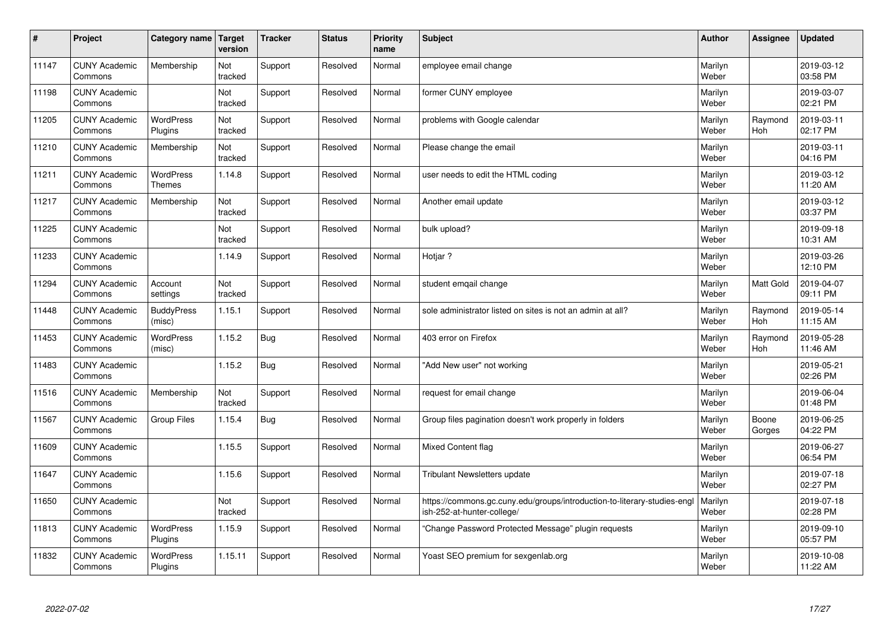| # | Project | Category name | Target version | Tracker | Status | Priority name | Subject | Author | Assignee | Updated |
|---|---|---|---|---|---|---|---|---|---|---|
| 11147 | CUNY Academic Commons | Membership | Not tracked | Support | Resolved | Normal | employee email change | Marilyn Weber | | 2019-03-12 03:58 PM |
| 11198 | CUNY Academic Commons | | Not tracked | Support | Resolved | Normal | former CUNY employee | Marilyn Weber | | 2019-03-07 02:21 PM |
| 11205 | CUNY Academic Commons | WordPress Plugins | Not tracked | Support | Resolved | Normal | problems with Google calendar | Marilyn Weber | Raymond Hoh | 2019-03-11 02:17 PM |
| 11210 | CUNY Academic Commons | Membership | Not tracked | Support | Resolved | Normal | Please change the email | Marilyn Weber | | 2019-03-11 04:16 PM |
| 11211 | CUNY Academic Commons | WordPress Themes | 1.14.8 | Support | Resolved | Normal | user needs to edit the HTML coding | Marilyn Weber | | 2019-03-12 11:20 AM |
| 11217 | CUNY Academic Commons | Membership | Not tracked | Support | Resolved | Normal | Another email update | Marilyn Weber | | 2019-03-12 03:37 PM |
| 11225 | CUNY Academic Commons | | Not tracked | Support | Resolved | Normal | bulk upload? | Marilyn Weber | | 2019-09-18 10:31 AM |
| 11233 | CUNY Academic Commons | | 1.14.9 | Support | Resolved | Normal | Hotjar ? | Marilyn Weber | | 2019-03-26 12:10 PM |
| 11294 | CUNY Academic Commons | Account settings | Not tracked | Support | Resolved | Normal | student emqail change | Marilyn Weber | Matt Gold | 2019-04-07 09:11 PM |
| 11448 | CUNY Academic Commons | BuddyPress (misc) | 1.15.1 | Support | Resolved | Normal | sole administrator listed on sites is not an admin at all? | Marilyn Weber | Raymond Hoh | 2019-05-14 11:15 AM |
| 11453 | CUNY Academic Commons | WordPress (misc) | 1.15.2 | Bug | Resolved | Normal | 403 error on Firefox | Marilyn Weber | Raymond Hoh | 2019-05-28 11:46 AM |
| 11483 | CUNY Academic Commons | | 1.15.2 | Bug | Resolved | Normal | "Add New user" not working | Marilyn Weber | | 2019-05-21 02:26 PM |
| 11516 | CUNY Academic Commons | Membership | Not tracked | Support | Resolved | Normal | request for email change | Marilyn Weber | | 2019-06-04 01:48 PM |
| 11567 | CUNY Academic Commons | Group Files | 1.15.4 | Bug | Resolved | Normal | Group files pagination doesn't work properly in folders | Marilyn Weber | Boone Gorges | 2019-06-25 04:22 PM |
| 11609 | CUNY Academic Commons | | 1.15.5 | Support | Resolved | Normal | Mixed Content flag | Marilyn Weber | | 2019-06-27 06:54 PM |
| 11647 | CUNY Academic Commons | | 1.15.6 | Support | Resolved | Normal | Tribulant Newsletters update | Marilyn Weber | | 2019-07-18 02:27 PM |
| 11650 | CUNY Academic Commons | | Not tracked | Support | Resolved | Normal | https://commons.gc.cuny.edu/groups/introduction-to-literary-studies-english-252-at-hunter-college/ | Marilyn Weber | | 2019-07-18 02:28 PM |
| 11813 | CUNY Academic Commons | WordPress Plugins | 1.15.9 | Support | Resolved | Normal | "Change Password Protected Message" plugin requests | Marilyn Weber | | 2019-09-10 05:57 PM |
| 11832 | CUNY Academic Commons | WordPress Plugins | 1.15.11 | Support | Resolved | Normal | Yoast SEO premium for sexgenlab.org | Marilyn Weber | | 2019-10-08 11:22 AM |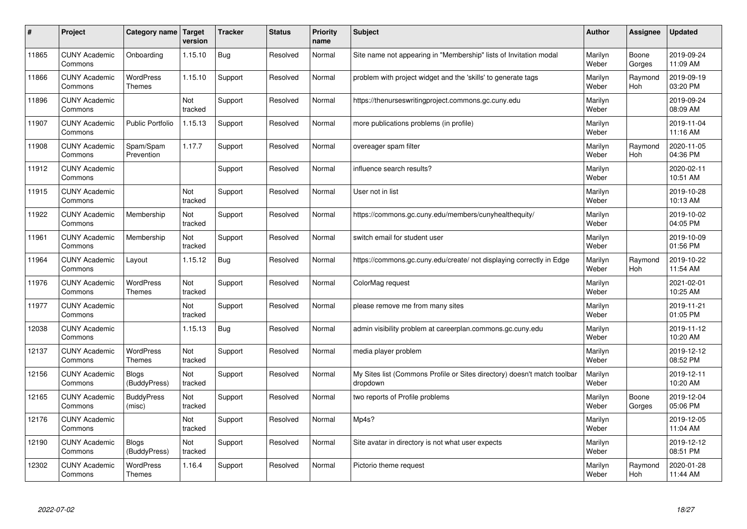| # | Project | Category name | Target version | Tracker | Status | Priority name | Subject | Author | Assignee | Updated |
|---|---|---|---|---|---|---|---|---|---|---|
| 11865 | CUNY Academic Commons | Onboarding | 1.15.10 | Bug | Resolved | Normal | Site name not appearing in "Membership" lists of Invitation modal | Marilyn Weber | Boone Gorges | 2019-09-24 11:09 AM |
| 11866 | CUNY Academic Commons | WordPress Themes | 1.15.10 | Support | Resolved | Normal | problem with project widget and the 'skills' to generate tags | Marilyn Weber | Raymond Hoh | 2019-09-19 03:20 PM |
| 11896 | CUNY Academic Commons | | Not tracked | Support | Resolved | Normal | https://thenurseswritingproject.commons.gc.cuny.edu | Marilyn Weber | | 2019-09-24 08:09 AM |
| 11907 | CUNY Academic Commons | Public Portfolio | 1.15.13 | Support | Resolved | Normal | more publications problems (in profile) | Marilyn Weber | | 2019-11-04 11:16 AM |
| 11908 | CUNY Academic Commons | Spam/Spam Prevention | 1.17.7 | Support | Resolved | Normal | overeager spam filter | Marilyn Weber | Raymond Hoh | 2020-11-05 04:36 PM |
| 11912 | CUNY Academic Commons | | | Support | Resolved | Normal | influence search results? | Marilyn Weber | | 2020-02-11 10:51 AM |
| 11915 | CUNY Academic Commons | | Not tracked | Support | Resolved | Normal | User not in list | Marilyn Weber | | 2019-10-28 10:13 AM |
| 11922 | CUNY Academic Commons | Membership | Not tracked | Support | Resolved | Normal | https://commons.gc.cuny.edu/members/cunyhealthequity/ | Marilyn Weber | | 2019-10-02 04:05 PM |
| 11961 | CUNY Academic Commons | Membership | Not tracked | Support | Resolved | Normal | switch email for student user | Marilyn Weber | | 2019-10-09 01:56 PM |
| 11964 | CUNY Academic Commons | Layout | 1.15.12 | Bug | Resolved | Normal | https://commons.gc.cuny.edu/create/ not displaying correctly in Edge | Marilyn Weber | Raymond Hoh | 2019-10-22 11:54 AM |
| 11976 | CUNY Academic Commons | WordPress Themes | Not tracked | Support | Resolved | Normal | ColorMag request | Marilyn Weber | | 2021-02-01 10:25 AM |
| 11977 | CUNY Academic Commons | | Not tracked | Support | Resolved | Normal | please remove me from many sites | Marilyn Weber | | 2019-11-21 01:05 PM |
| 12038 | CUNY Academic Commons | | 1.15.13 | Bug | Resolved | Normal | admin visibility problem at careerplan.commons.gc.cuny.edu | Marilyn Weber | | 2019-11-12 10:20 AM |
| 12137 | CUNY Academic Commons | WordPress Themes | Not tracked | Support | Resolved | Normal | media player problem | Marilyn Weber | | 2019-12-12 08:52 PM |
| 12156 | CUNY Academic Commons | Blogs (BuddyPress) | Not tracked | Support | Resolved | Normal | My Sites list (Commons Profile or Sites directory) doesn't match toolbar dropdown | Marilyn Weber | | 2019-12-11 10:20 AM |
| 12165 | CUNY Academic Commons | BuddyPress (misc) | Not tracked | Support | Resolved | Normal | two reports of Profile problems | Marilyn Weber | Boone Gorges | 2019-12-04 05:06 PM |
| 12176 | CUNY Academic Commons | | Not tracked | Support | Resolved | Normal | Mp4s? | Marilyn Weber | | 2019-12-05 11:04 AM |
| 12190 | CUNY Academic Commons | Blogs (BuddyPress) | Not tracked | Support | Resolved | Normal | Site avatar in directory is not what user expects | Marilyn Weber | | 2019-12-12 08:51 PM |
| 12302 | CUNY Academic Commons | WordPress Themes | 1.16.4 | Support | Resolved | Normal | Pictorio theme request | Marilyn Weber | Raymond Hoh | 2020-01-28 11:44 AM |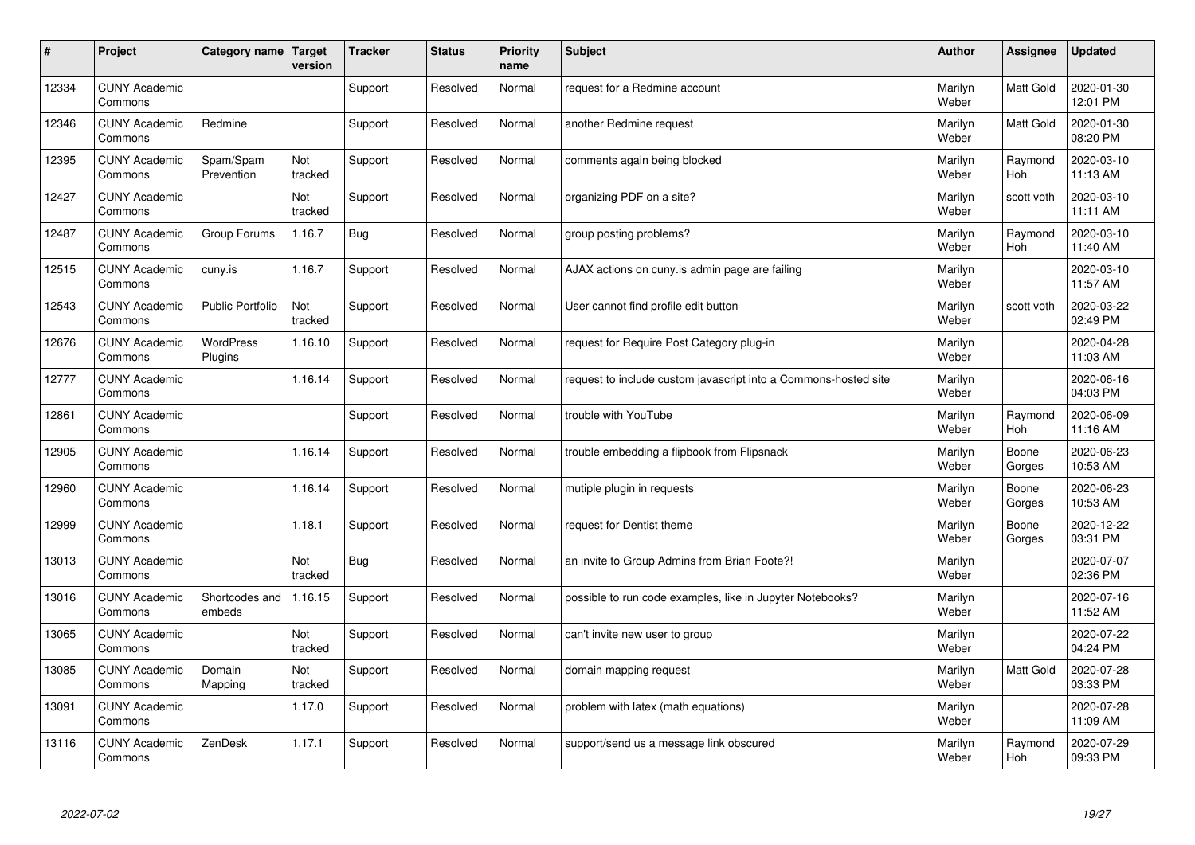| # | Project | Category name | Target version | Tracker | Status | Priority name | Subject | Author | Assignee | Updated |
|---|---|---|---|---|---|---|---|---|---|---|
| 12334 | CUNY Academic Commons | | | Support | Resolved | Normal | request for a Redmine account | Marilyn Weber | Matt Gold | 2020-01-30 12:01 PM |
| 12346 | CUNY Academic Commons | Redmine | | Support | Resolved | Normal | another Redmine request | Marilyn Weber | Matt Gold | 2020-01-30 08:20 PM |
| 12395 | CUNY Academic Commons | Spam/Spam Prevention | Not tracked | Support | Resolved | Normal | comments again being blocked | Marilyn Weber | Raymond Hoh | 2020-03-10 11:13 AM |
| 12427 | CUNY Academic Commons | | Not tracked | Support | Resolved | Normal | organizing PDF on a site? | Marilyn Weber | scott voth | 2020-03-10 11:11 AM |
| 12487 | CUNY Academic Commons | Group Forums | 1.16.7 | Bug | Resolved | Normal | group posting problems? | Marilyn Weber | Raymond Hoh | 2020-03-10 11:40 AM |
| 12515 | CUNY Academic Commons | cuny.is | 1.16.7 | Support | Resolved | Normal | AJAX actions on cuny.is admin page are failing | Marilyn Weber | | 2020-03-10 11:57 AM |
| 12543 | CUNY Academic Commons | Public Portfolio | Not tracked | Support | Resolved | Normal | User cannot find profile edit button | Marilyn Weber | scott voth | 2020-03-22 02:49 PM |
| 12676 | CUNY Academic Commons | WordPress Plugins | 1.16.10 | Support | Resolved | Normal | request for Require Post Category plug-in | Marilyn Weber | | 2020-04-28 11:03 AM |
| 12777 | CUNY Academic Commons | | 1.16.14 | Support | Resolved | Normal | request to include custom javascript into a Commons-hosted site | Marilyn Weber | | 2020-06-16 04:03 PM |
| 12861 | CUNY Academic Commons | | | Support | Resolved | Normal | trouble with YouTube | Marilyn Weber | Raymond Hoh | 2020-06-09 11:16 AM |
| 12905 | CUNY Academic Commons | | 1.16.14 | Support | Resolved | Normal | trouble embedding a flipbook from Flipsnack | Marilyn Weber | Boone Gorges | 2020-06-23 10:53 AM |
| 12960 | CUNY Academic Commons | | 1.16.14 | Support | Resolved | Normal | mutiple plugin in requests | Marilyn Weber | Boone Gorges | 2020-06-23 10:53 AM |
| 12999 | CUNY Academic Commons | | 1.18.1 | Support | Resolved | Normal | request for Dentist theme | Marilyn Weber | Boone Gorges | 2020-12-22 03:31 PM |
| 13013 | CUNY Academic Commons | | Not tracked | Bug | Resolved | Normal | an invite to Group Admins from Brian Foote?! | Marilyn Weber | | 2020-07-07 02:36 PM |
| 13016 | CUNY Academic Commons | Shortcodes and embeds | 1.16.15 | Support | Resolved | Normal | possible to run code examples, like in Jupyter Notebooks? | Marilyn Weber | | 2020-07-16 11:52 AM |
| 13065 | CUNY Academic Commons | | Not tracked | Support | Resolved | Normal | can't invite new user to group | Marilyn Weber | | 2020-07-22 04:24 PM |
| 13085 | CUNY Academic Commons | Domain Mapping | Not tracked | Support | Resolved | Normal | domain mapping request | Marilyn Weber | Matt Gold | 2020-07-28 03:33 PM |
| 13091 | CUNY Academic Commons | | 1.17.0 | Support | Resolved | Normal | problem with latex (math equations) | Marilyn Weber | | 2020-07-28 11:09 AM |
| 13116 | CUNY Academic Commons | ZenDesk | 1.17.1 | Support | Resolved | Normal | support/send us a message link obscured | Marilyn Weber | Raymond Hoh | 2020-07-29 09:33 PM |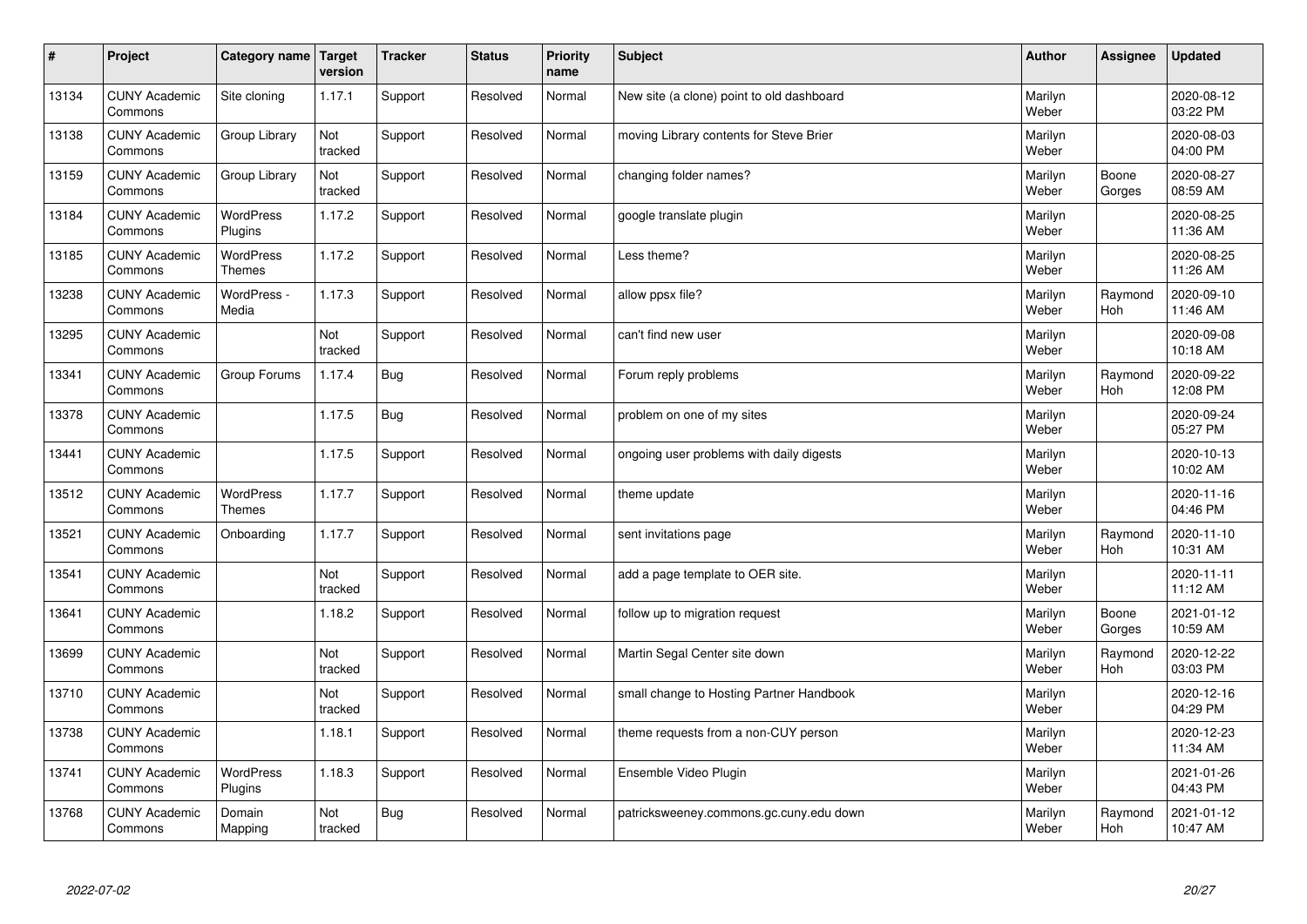| # | Project | Category name | Target version | Tracker | Status | Priority name | Subject | Author | Assignee | Updated |
|---|---|---|---|---|---|---|---|---|---|---|
| 13134 | CUNY Academic Commons | Site cloning | 1.17.1 | Support | Resolved | Normal | New site (a clone) point to old dashboard | Marilyn Weber | | 2020-08-12 03:22 PM |
| 13138 | CUNY Academic Commons | Group Library | Not tracked | Support | Resolved | Normal | moving Library contents for Steve Brier | Marilyn Weber | | 2020-08-03 04:00 PM |
| 13159 | CUNY Academic Commons | Group Library | Not tracked | Support | Resolved | Normal | changing folder names? | Marilyn Weber | Boone Gorges | 2020-08-27 08:59 AM |
| 13184 | CUNY Academic Commons | WordPress Plugins | 1.17.2 | Support | Resolved | Normal | google translate plugin | Marilyn Weber | | 2020-08-25 11:36 AM |
| 13185 | CUNY Academic Commons | WordPress Themes | 1.17.2 | Support | Resolved | Normal | Less theme? | Marilyn Weber | | 2020-08-25 11:26 AM |
| 13238 | CUNY Academic Commons | WordPress - Media | 1.17.3 | Support | Resolved | Normal | allow ppsx file? | Marilyn Weber | Raymond Hoh | 2020-09-10 11:46 AM |
| 13295 | CUNY Academic Commons | | Not tracked | Support | Resolved | Normal | can't find new user | Marilyn Weber | | 2020-09-08 10:18 AM |
| 13341 | CUNY Academic Commons | Group Forums | 1.17.4 | Bug | Resolved | Normal | Forum reply problems | Marilyn Weber | Raymond Hoh | 2020-09-22 12:08 PM |
| 13378 | CUNY Academic Commons | | 1.17.5 | Bug | Resolved | Normal | problem on one of my sites | Marilyn Weber | | 2020-09-24 05:27 PM |
| 13441 | CUNY Academic Commons | | 1.17.5 | Support | Resolved | Normal | ongoing user problems with daily digests | Marilyn Weber | | 2020-10-13 10:02 AM |
| 13512 | CUNY Academic Commons | WordPress Themes | 1.17.7 | Support | Resolved | Normal | theme update | Marilyn Weber | | 2020-11-16 04:46 PM |
| 13521 | CUNY Academic Commons | Onboarding | 1.17.7 | Support | Resolved | Normal | sent invitations page | Marilyn Weber | Raymond Hoh | 2020-11-10 10:31 AM |
| 13541 | CUNY Academic Commons | | Not tracked | Support | Resolved | Normal | add a page template to OER site. | Marilyn Weber | | 2020-11-11 11:12 AM |
| 13641 | CUNY Academic Commons | | 1.18.2 | Support | Resolved | Normal | follow up to migration request | Marilyn Weber | Boone Gorges | 2021-01-12 10:59 AM |
| 13699 | CUNY Academic Commons | | Not tracked | Support | Resolved | Normal | Martin Segal Center site down | Marilyn Weber | Raymond Hoh | 2020-12-22 03:03 PM |
| 13710 | CUNY Academic Commons | | Not tracked | Support | Resolved | Normal | small change to Hosting Partner Handbook | Marilyn Weber | | 2020-12-16 04:29 PM |
| 13738 | CUNY Academic Commons | | 1.18.1 | Support | Resolved | Normal | theme requests from a non-CUY person | Marilyn Weber | | 2020-12-23 11:34 AM |
| 13741 | CUNY Academic Commons | WordPress Plugins | 1.18.3 | Support | Resolved | Normal | Ensemble Video Plugin | Marilyn Weber | | 2021-01-26 04:43 PM |
| 13768 | CUNY Academic Commons | Domain Mapping | Not tracked | Bug | Resolved | Normal | patricksweeney.commons.gc.cuny.edu down | Marilyn Weber | Raymond Hoh | 2021-01-12 10:47 AM |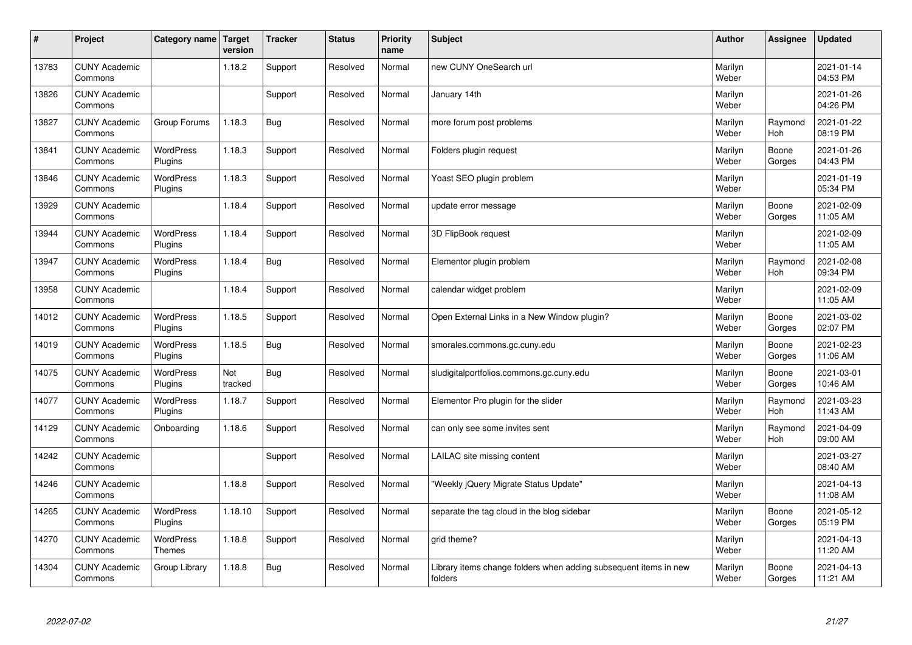| # | Project | Category name | Target version | Tracker | Status | Priority name | Subject | Author | Assignee | Updated |
|---|---|---|---|---|---|---|---|---|---|---|
| 13783 | CUNY Academic Commons | | 1.18.2 | Support | Resolved | Normal | new CUNY OneSearch url | Marilyn Weber | | 2021-01-14 04:53 PM |
| 13826 | CUNY Academic Commons | | | Support | Resolved | Normal | January 14th | Marilyn Weber | | 2021-01-26 04:26 PM |
| 13827 | CUNY Academic Commons | Group Forums | 1.18.3 | Bug | Resolved | Normal | more forum post problems | Marilyn Weber | Raymond Hoh | 2021-01-22 08:19 PM |
| 13841 | CUNY Academic Commons | WordPress Plugins | 1.18.3 | Support | Resolved | Normal | Folders plugin request | Marilyn Weber | Boone Gorges | 2021-01-26 04:43 PM |
| 13846 | CUNY Academic Commons | WordPress Plugins | 1.18.3 | Support | Resolved | Normal | Yoast SEO plugin problem | Marilyn Weber | | 2021-01-19 05:34 PM |
| 13929 | CUNY Academic Commons | | 1.18.4 | Support | Resolved | Normal | update error message | Marilyn Weber | Boone Gorges | 2021-02-09 11:05 AM |
| 13944 | CUNY Academic Commons | WordPress Plugins | 1.18.4 | Support | Resolved | Normal | 3D FlipBook request | Marilyn Weber | | 2021-02-09 11:05 AM |
| 13947 | CUNY Academic Commons | WordPress Plugins | 1.18.4 | Bug | Resolved | Normal | Elementor plugin problem | Marilyn Weber | Raymond Hoh | 2021-02-08 09:34 PM |
| 13958 | CUNY Academic Commons | | 1.18.4 | Support | Resolved | Normal | calendar widget problem | Marilyn Weber | | 2021-02-09 11:05 AM |
| 14012 | CUNY Academic Commons | WordPress Plugins | 1.18.5 | Support | Resolved | Normal | Open External Links in a New Window plugin? | Marilyn Weber | Boone Gorges | 2021-03-02 02:07 PM |
| 14019 | CUNY Academic Commons | WordPress Plugins | 1.18.5 | Bug | Resolved | Normal | smorales.commons.gc.cuny.edu | Marilyn Weber | Boone Gorges | 2021-02-23 11:06 AM |
| 14075 | CUNY Academic Commons | WordPress Plugins | Not tracked | Bug | Resolved | Normal | sludigitalportfolios.commons.gc.cuny.edu | Marilyn Weber | Boone Gorges | 2021-03-01 10:46 AM |
| 14077 | CUNY Academic Commons | WordPress Plugins | 1.18.7 | Support | Resolved | Normal | Elementor Pro plugin for the slider | Marilyn Weber | Raymond Hoh | 2021-03-23 11:43 AM |
| 14129 | CUNY Academic Commons | Onboarding | 1.18.6 | Support | Resolved | Normal | can only see some invites sent | Marilyn Weber | Raymond Hoh | 2021-04-09 09:00 AM |
| 14242 | CUNY Academic Commons | | | Support | Resolved | Normal | LAILAC site missing content | Marilyn Weber | | 2021-03-27 08:40 AM |
| 14246 | CUNY Academic Commons | | 1.18.8 | Support | Resolved | Normal | "Weekly jQuery Migrate Status Update" | Marilyn Weber | | 2021-04-13 11:08 AM |
| 14265 | CUNY Academic Commons | WordPress Plugins | 1.18.10 | Support | Resolved | Normal | separate the tag cloud in the blog sidebar | Marilyn Weber | Boone Gorges | 2021-05-12 05:19 PM |
| 14270 | CUNY Academic Commons | WordPress Themes | 1.18.8 | Support | Resolved | Normal | grid theme? | Marilyn Weber | | 2021-04-13 11:20 AM |
| 14304 | CUNY Academic Commons | Group Library | 1.18.8 | Bug | Resolved | Normal | Library items change folders when adding subsequent items in new folders | Marilyn Weber | Boone Gorges | 2021-04-13 11:21 AM |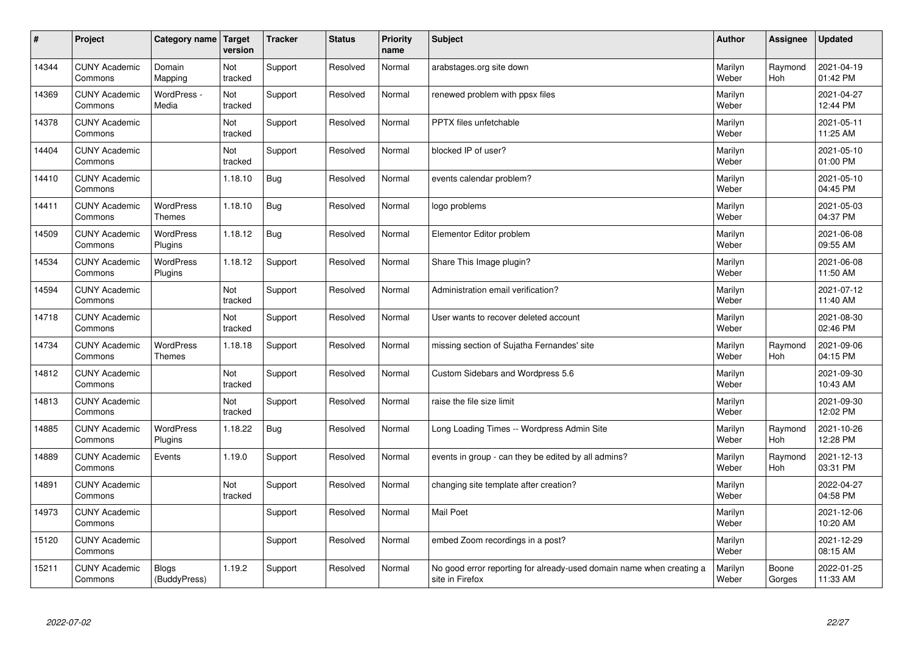| # | Project | Category name | Target version | Tracker | Status | Priority name | Subject | Author | Assignee | Updated |
|---|---|---|---|---|---|---|---|---|---|---|
| 14344 | CUNY Academic Commons | Domain Mapping | Not tracked | Support | Resolved | Normal | arabstages.org site down | Marilyn Weber | Raymond Hoh | 2021-04-19 01:42 PM |
| 14369 | CUNY Academic Commons | WordPress - Media | Not tracked | Support | Resolved | Normal | renewed problem with ppsx files | Marilyn Weber | | 2021-04-27 12:44 PM |
| 14378 | CUNY Academic Commons | | Not tracked | Support | Resolved | Normal | PPTX files unfetchable | Marilyn Weber | | 2021-05-11 11:25 AM |
| 14404 | CUNY Academic Commons | | Not tracked | Support | Resolved | Normal | blocked IP of user? | Marilyn Weber | | 2021-05-10 01:00 PM |
| 14410 | CUNY Academic Commons | | 1.18.10 | Bug | Resolved | Normal | events calendar problem? | Marilyn Weber | | 2021-05-10 04:45 PM |
| 14411 | CUNY Academic Commons | WordPress Themes | 1.18.10 | Bug | Resolved | Normal | logo problems | Marilyn Weber | | 2021-05-03 04:37 PM |
| 14509 | CUNY Academic Commons | WordPress Plugins | 1.18.12 | Bug | Resolved | Normal | Elementor Editor problem | Marilyn Weber | | 2021-06-08 09:55 AM |
| 14534 | CUNY Academic Commons | WordPress Plugins | 1.18.12 | Support | Resolved | Normal | Share This Image plugin? | Marilyn Weber | | 2021-06-08 11:50 AM |
| 14594 | CUNY Academic Commons | | Not tracked | Support | Resolved | Normal | Administration email verification? | Marilyn Weber | | 2021-07-12 11:40 AM |
| 14718 | CUNY Academic Commons | | Not tracked | Support | Resolved | Normal | User wants to recover deleted account | Marilyn Weber | | 2021-08-30 02:46 PM |
| 14734 | CUNY Academic Commons | WordPress Themes | 1.18.18 | Support | Resolved | Normal | missing section of Sujatha Fernandes' site | Marilyn Weber | Raymond Hoh | 2021-09-06 04:15 PM |
| 14812 | CUNY Academic Commons | | Not tracked | Support | Resolved | Normal | Custom Sidebars and Wordpress 5.6 | Marilyn Weber | | 2021-09-30 10:43 AM |
| 14813 | CUNY Academic Commons | | Not tracked | Support | Resolved | Normal | raise the file size limit | Marilyn Weber | | 2021-09-30 12:02 PM |
| 14885 | CUNY Academic Commons | WordPress Plugins | 1.18.22 | Bug | Resolved | Normal | Long Loading Times -- Wordpress Admin Site | Marilyn Weber | Raymond Hoh | 2021-10-26 12:28 PM |
| 14889 | CUNY Academic Commons | Events | 1.19.0 | Support | Resolved | Normal | events in group - can they be edited by all admins? | Marilyn Weber | Raymond Hoh | 2021-12-13 03:31 PM |
| 14891 | CUNY Academic Commons | | Not tracked | Support | Resolved | Normal | changing site template after creation? | Marilyn Weber | | 2022-04-27 04:58 PM |
| 14973 | CUNY Academic Commons | | | Support | Resolved | Normal | Mail Poet | Marilyn Weber | | 2021-12-06 10:20 AM |
| 15120 | CUNY Academic Commons | | | Support | Resolved | Normal | embed Zoom recordings in a post? | Marilyn Weber | | 2021-12-29 08:15 AM |
| 15211 | CUNY Academic Commons | Blogs (BuddyPress) | 1.19.2 | Support | Resolved | Normal | No good error reporting for already-used domain name when creating a site in Firefox | Marilyn Weber | Boone Gorges | 2022-01-25 11:33 AM |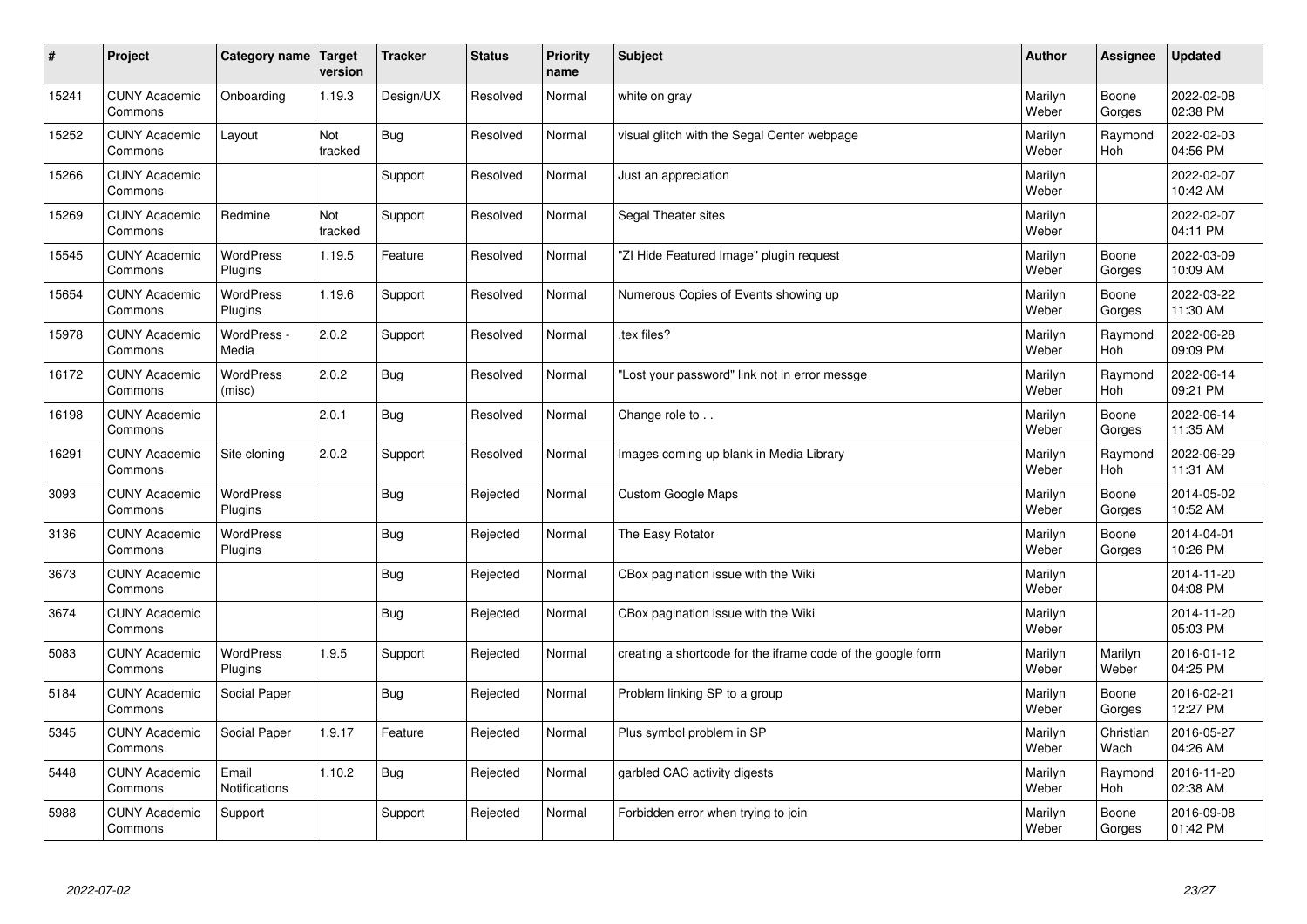| # | Project | Category name | Target version | Tracker | Status | Priority name | Subject | Author | Assignee | Updated |
|---|---|---|---|---|---|---|---|---|---|---|
| 15241 | CUNY Academic Commons | Onboarding | 1.19.3 | Design/UX | Resolved | Normal | white on gray | Marilyn Weber | Boone Gorges | 2022-02-08 02:38 PM |
| 15252 | CUNY Academic Commons | Layout | Not tracked | Bug | Resolved | Normal | visual glitch with the Segal Center webpage | Marilyn Weber | Raymond Hoh | 2022-02-03 04:56 PM |
| 15266 | CUNY Academic Commons | | | Support | Resolved | Normal | Just an appreciation | Marilyn Weber | | 2022-02-07 10:42 AM |
| 15269 | CUNY Academic Commons | Redmine | Not tracked | Support | Resolved | Normal | Segal Theater sites | Marilyn Weber | | 2022-02-07 04:11 PM |
| 15545 | CUNY Academic Commons | WordPress Plugins | 1.19.5 | Feature | Resolved | Normal | "ZI Hide Featured Image" plugin request | Marilyn Weber | Boone Gorges | 2022-03-09 10:09 AM |
| 15654 | CUNY Academic Commons | WordPress Plugins | 1.19.6 | Support | Resolved | Normal | Numerous Copies of Events showing up | Marilyn Weber | Boone Gorges | 2022-03-22 11:30 AM |
| 15978 | CUNY Academic Commons | WordPress - Media | 2.0.2 | Support | Resolved | Normal | .tex files? | Marilyn Weber | Raymond Hoh | 2022-06-28 09:09 PM |
| 16172 | CUNY Academic Commons | WordPress (misc) | 2.0.2 | Bug | Resolved | Normal | "Lost your password" link not in error messge | Marilyn Weber | Raymond Hoh | 2022-06-14 09:21 PM |
| 16198 | CUNY Academic Commons | | 2.0.1 | Bug | Resolved | Normal | Change role to . . | Marilyn Weber | Boone Gorges | 2022-06-14 11:35 AM |
| 16291 | CUNY Academic Commons | Site cloning | 2.0.2 | Support | Resolved | Normal | Images coming up blank in Media Library | Marilyn Weber | Raymond Hoh | 2022-06-29 11:31 AM |
| 3093 | CUNY Academic Commons | WordPress Plugins | | Bug | Rejected | Normal | Custom Google Maps | Marilyn Weber | Boone Gorges | 2014-05-02 10:52 AM |
| 3136 | CUNY Academic Commons | WordPress Plugins | | Bug | Rejected | Normal | The Easy Rotator | Marilyn Weber | Boone Gorges | 2014-04-01 10:26 PM |
| 3673 | CUNY Academic Commons | | | Bug | Rejected | Normal | CBox pagination issue with the Wiki | Marilyn Weber | | 2014-11-20 04:08 PM |
| 3674 | CUNY Academic Commons | | | Bug | Rejected | Normal | CBox pagination issue with the Wiki | Marilyn Weber | | 2014-11-20 05:03 PM |
| 5083 | CUNY Academic Commons | WordPress Plugins | 1.9.5 | Support | Rejected | Normal | creating a shortcode for the iframe code of the google form | Marilyn Weber | Marilyn Weber | 2016-01-12 04:25 PM |
| 5184 | CUNY Academic Commons | Social Paper | | Bug | Rejected | Normal | Problem linking SP to a group | Marilyn Weber | Boone Gorges | 2016-02-21 12:27 PM |
| 5345 | CUNY Academic Commons | Social Paper | 1.9.17 | Feature | Rejected | Normal | Plus symbol problem in SP | Marilyn Weber | Christian Wach | 2016-05-27 04:26 AM |
| 5448 | CUNY Academic Commons | Email Notifications | 1.10.2 | Bug | Rejected | Normal | garbled CAC activity digests | Marilyn Weber | Raymond Hoh | 2016-11-20 02:38 AM |
| 5988 | CUNY Academic Commons | Support | | Support | Rejected | Normal | Forbidden error when trying to join | Marilyn Weber | Boone Gorges | 2016-09-08 01:42 PM |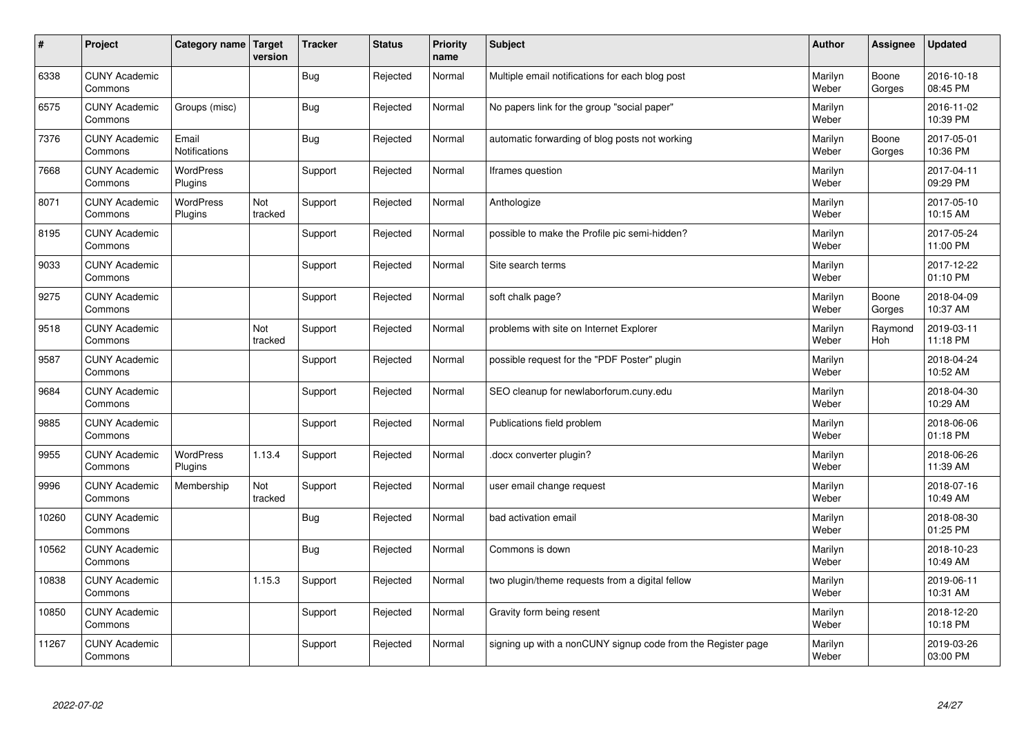| # | Project | Category name | Target version | Tracker | Status | Priority name | Subject | Author | Assignee | Updated |
|---|---|---|---|---|---|---|---|---|---|---|
| 6338 | CUNY Academic Commons | | | Bug | Rejected | Normal | Multiple email notifications for each blog post | Marilyn Weber | Boone Gorges | 2016-10-18 08:45 PM |
| 6575 | CUNY Academic Commons | Groups (misc) | | Bug | Rejected | Normal | No papers link for the group "social paper" | Marilyn Weber | | 2016-11-02 10:39 PM |
| 7376 | CUNY Academic Commons | Email Notifications | | Bug | Rejected | Normal | automatic forwarding of blog posts not working | Marilyn Weber | Boone Gorges | 2017-05-01 10:36 PM |
| 7668 | CUNY Academic Commons | WordPress Plugins | | Support | Rejected | Normal | Iframes question | Marilyn Weber | | 2017-04-11 09:29 PM |
| 8071 | CUNY Academic Commons | WordPress Plugins | Not tracked | Support | Rejected | Normal | Anthologize | Marilyn Weber | | 2017-05-10 10:15 AM |
| 8195 | CUNY Academic Commons | | | Support | Rejected | Normal | possible to make the Profile pic semi-hidden? | Marilyn Weber | | 2017-05-24 11:00 PM |
| 9033 | CUNY Academic Commons | | | Support | Rejected | Normal | Site search terms | Marilyn Weber | | 2017-12-22 01:10 PM |
| 9275 | CUNY Academic Commons | | | Support | Rejected | Normal | soft chalk page? | Marilyn Weber | Boone Gorges | 2018-04-09 10:37 AM |
| 9518 | CUNY Academic Commons | | Not tracked | Support | Rejected | Normal | problems with site on Internet Explorer | Marilyn Weber | Raymond Hoh | 2019-03-11 11:18 PM |
| 9587 | CUNY Academic Commons | | | Support | Rejected | Normal | possible request for the "PDF Poster" plugin | Marilyn Weber | | 2018-04-24 10:52 AM |
| 9684 | CUNY Academic Commons | | | Support | Rejected | Normal | SEO cleanup for newlaborforum.cuny.edu | Marilyn Weber | | 2018-04-30 10:29 AM |
| 9885 | CUNY Academic Commons | | | Support | Rejected | Normal | Publications field problem | Marilyn Weber | | 2018-06-06 01:18 PM |
| 9955 | CUNY Academic Commons | WordPress Plugins | 1.13.4 | Support | Rejected | Normal | .docx converter plugin? | Marilyn Weber | | 2018-06-26 11:39 AM |
| 9996 | CUNY Academic Commons | Membership | Not tracked | Support | Rejected | Normal | user email change request | Marilyn Weber | | 2018-07-16 10:49 AM |
| 10260 | CUNY Academic Commons | | | Bug | Rejected | Normal | bad activation email | Marilyn Weber | | 2018-08-30 01:25 PM |
| 10562 | CUNY Academic Commons | | | Bug | Rejected | Normal | Commons is down | Marilyn Weber | | 2018-10-23 10:49 AM |
| 10838 | CUNY Academic Commons | | 1.15.3 | Support | Rejected | Normal | two plugin/theme requests from a digital fellow | Marilyn Weber | | 2019-06-11 10:31 AM |
| 10850 | CUNY Academic Commons | | | Support | Rejected | Normal | Gravity form being resent | Marilyn Weber | | 2018-12-20 10:18 PM |
| 11267 | CUNY Academic Commons | | | Support | Rejected | Normal | signing up with a nonCUNY signup code from the Register page | Marilyn Weber | | 2019-03-26 03:00 PM |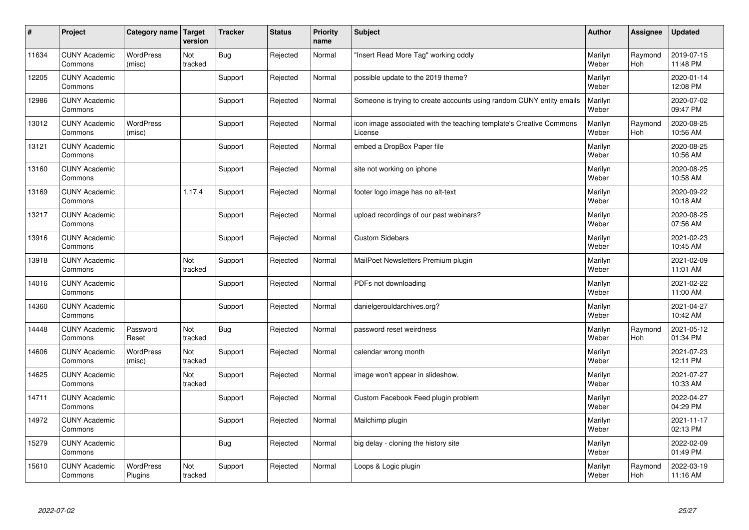| # | Project | Category name | Target version | Tracker | Status | Priority name | Subject | Author | Assignee | Updated |
|---|---|---|---|---|---|---|---|---|---|---|
| 11634 | CUNY Academic Commons | WordPress (misc) | Not tracked | Bug | Rejected | Normal | "Insert Read More Tag" working oddly | Marilyn Weber | Raymond Hoh | 2019-07-15 11:48 PM |
| 12205 | CUNY Academic Commons | | | Support | Rejected | Normal | possible update to the 2019 theme? | Marilyn Weber | | 2020-01-14 12:08 PM |
| 12986 | CUNY Academic Commons | | | Support | Rejected | Normal | Someone is trying to create accounts using random CUNY entity emails | Marilyn Weber | | 2020-07-02 09:47 PM |
| 13012 | CUNY Academic Commons | WordPress (misc) | | Support | Rejected | Normal | icon image associated with the teaching template's Creative Commons License | Marilyn Weber | Raymond Hoh | 2020-08-25 10:56 AM |
| 13121 | CUNY Academic Commons | | | Support | Rejected | Normal | embed a DropBox Paper file | Marilyn Weber | | 2020-08-25 10:56 AM |
| 13160 | CUNY Academic Commons | | | Support | Rejected | Normal | site not working on iphone | Marilyn Weber | | 2020-08-25 10:58 AM |
| 13169 | CUNY Academic Commons | | 1.17.4 | Support | Rejected | Normal | footer logo image has no alt-text | Marilyn Weber | | 2020-09-22 10:18 AM |
| 13217 | CUNY Academic Commons | | | Support | Rejected | Normal | upload recordings of our past webinars? | Marilyn Weber | | 2020-08-25 07:56 AM |
| 13916 | CUNY Academic Commons | | | Support | Rejected | Normal | Custom Sidebars | Marilyn Weber | | 2021-02-23 10:45 AM |
| 13918 | CUNY Academic Commons | | Not tracked | Support | Rejected | Normal | MailPoet Newsletters Premium plugin | Marilyn Weber | | 2021-02-09 11:01 AM |
| 14016 | CUNY Academic Commons | | | Support | Rejected | Normal | PDFs not downloading | Marilyn Weber | | 2021-02-22 11:00 AM |
| 14360 | CUNY Academic Commons | | | Support | Rejected | Normal | danielgerouldarchives.org? | Marilyn Weber | | 2021-04-27 10:42 AM |
| 14448 | CUNY Academic Commons | Password Reset | Not tracked | Bug | Rejected | Normal | password reset weirdness | Marilyn Weber | Raymond Hoh | 2021-05-12 01:34 PM |
| 14606 | CUNY Academic Commons | WordPress (misc) | Not tracked | Support | Rejected | Normal | calendar wrong month | Marilyn Weber | | 2021-07-23 12:11 PM |
| 14625 | CUNY Academic Commons | | Not tracked | Support | Rejected | Normal | image won't appear in slideshow. | Marilyn Weber | | 2021-07-27 10:33 AM |
| 14711 | CUNY Academic Commons | | | Support | Rejected | Normal | Custom Facebook Feed plugin problem | Marilyn Weber | | 2022-04-27 04:29 PM |
| 14972 | CUNY Academic Commons | | | Support | Rejected | Normal | Mailchimp plugin | Marilyn Weber | | 2021-11-17 02:13 PM |
| 15279 | CUNY Academic Commons | | | Bug | Rejected | Normal | big delay - cloning the history site | Marilyn Weber | | 2022-02-09 01:49 PM |
| 15610 | CUNY Academic Commons | WordPress Plugins | Not tracked | Support | Rejected | Normal | Loops & Logic plugin | Marilyn Weber | Raymond Hoh | 2022-03-19 11:16 AM |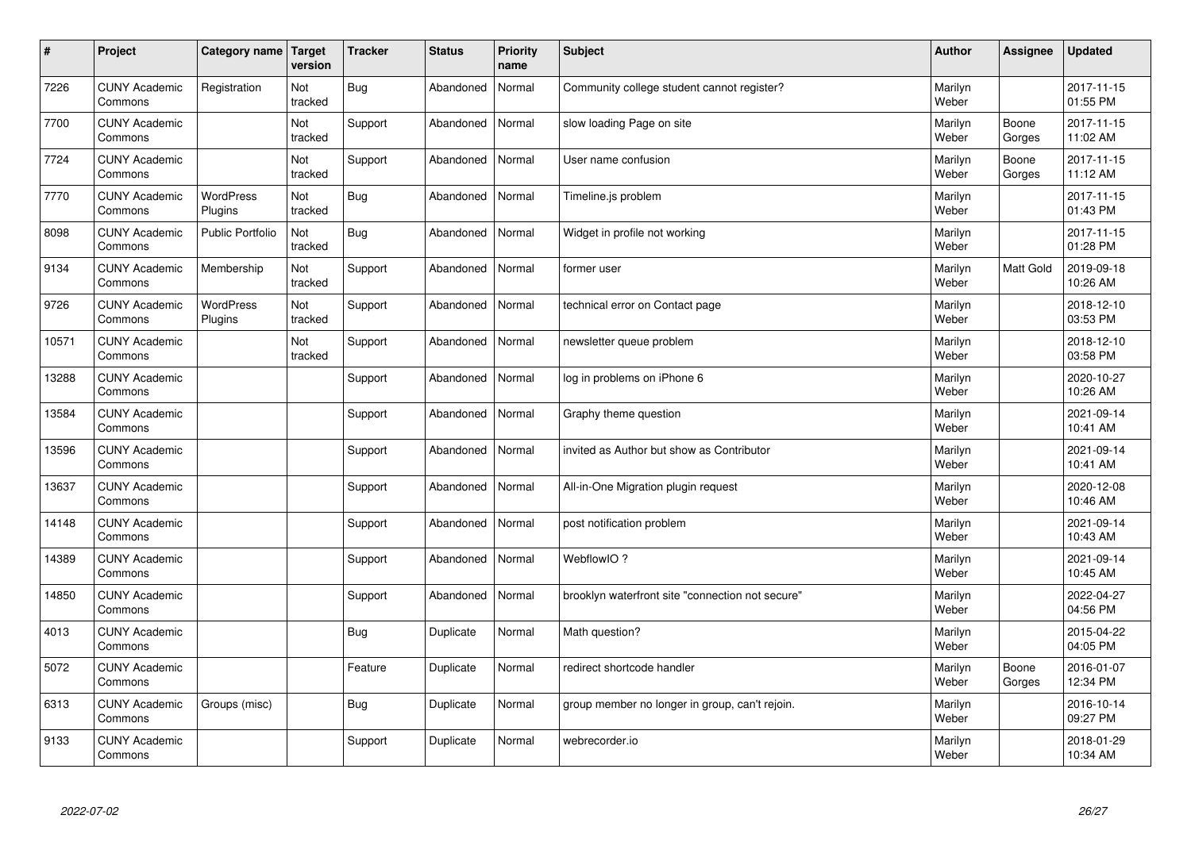| # | Project | Category name | Target version | Tracker | Status | Priority name | Subject | Author | Assignee | Updated |
|---|---|---|---|---|---|---|---|---|---|---|
| 7226 | CUNY Academic Commons | Registration | Not tracked | Bug | Abandoned | Normal | Community college student cannot register? | Marilyn Weber | | 2017-11-15 01:55 PM |
| 7700 | CUNY Academic Commons | | Not tracked | Support | Abandoned | Normal | slow loading Page on site | Marilyn Weber | Boone Gorges | 2017-11-15 11:02 AM |
| 7724 | CUNY Academic Commons | | Not tracked | Support | Abandoned | Normal | User name confusion | Marilyn Weber | Boone Gorges | 2017-11-15 11:12 AM |
| 7770 | CUNY Academic Commons | WordPress Plugins | Not tracked | Bug | Abandoned | Normal | Timeline.js problem | Marilyn Weber | | 2017-11-15 01:43 PM |
| 8098 | CUNY Academic Commons | Public Portfolio | Not tracked | Bug | Abandoned | Normal | Widget in profile not working | Marilyn Weber | | 2017-11-15 01:28 PM |
| 9134 | CUNY Academic Commons | Membership | Not tracked | Support | Abandoned | Normal | former user | Marilyn Weber | Matt Gold | 2019-09-18 10:26 AM |
| 9726 | CUNY Academic Commons | WordPress Plugins | Not tracked | Support | Abandoned | Normal | technical error on Contact page | Marilyn Weber | | 2018-12-10 03:53 PM |
| 10571 | CUNY Academic Commons | | Not tracked | Support | Abandoned | Normal | newsletter queue problem | Marilyn Weber | | 2018-12-10 03:58 PM |
| 13288 | CUNY Academic Commons | | | Support | Abandoned | Normal | log in problems on iPhone 6 | Marilyn Weber | | 2020-10-27 10:26 AM |
| 13584 | CUNY Academic Commons | | | Support | Abandoned | Normal | Graphy theme question | Marilyn Weber | | 2021-09-14 10:41 AM |
| 13596 | CUNY Academic Commons | | | Support | Abandoned | Normal | invited as Author but show as Contributor | Marilyn Weber | | 2021-09-14 10:41 AM |
| 13637 | CUNY Academic Commons | | | Support | Abandoned | Normal | All-in-One Migration plugin request | Marilyn Weber | | 2020-12-08 10:46 AM |
| 14148 | CUNY Academic Commons | | | Support | Abandoned | Normal | post notification problem | Marilyn Weber | | 2021-09-14 10:43 AM |
| 14389 | CUNY Academic Commons | | | Support | Abandoned | Normal | WebflowIO ? | Marilyn Weber | | 2021-09-14 10:45 AM |
| 14850 | CUNY Academic Commons | | | Support | Abandoned | Normal | brooklyn waterfront site "connection not secure" | Marilyn Weber | | 2022-04-27 04:56 PM |
| 4013 | CUNY Academic Commons | | | Bug | Duplicate | Normal | Math question? | Marilyn Weber | | 2015-04-22 04:05 PM |
| 5072 | CUNY Academic Commons | | | Feature | Duplicate | Normal | redirect shortcode handler | Marilyn Weber | Boone Gorges | 2016-01-07 12:34 PM |
| 6313 | CUNY Academic Commons | Groups (misc) | | Bug | Duplicate | Normal | group member no longer in group, can't rejoin. | Marilyn Weber | | 2016-10-14 09:27 PM |
| 9133 | CUNY Academic Commons | | | Support | Duplicate | Normal | webrecorder.io | Marilyn Weber | | 2018-01-29 10:34 AM |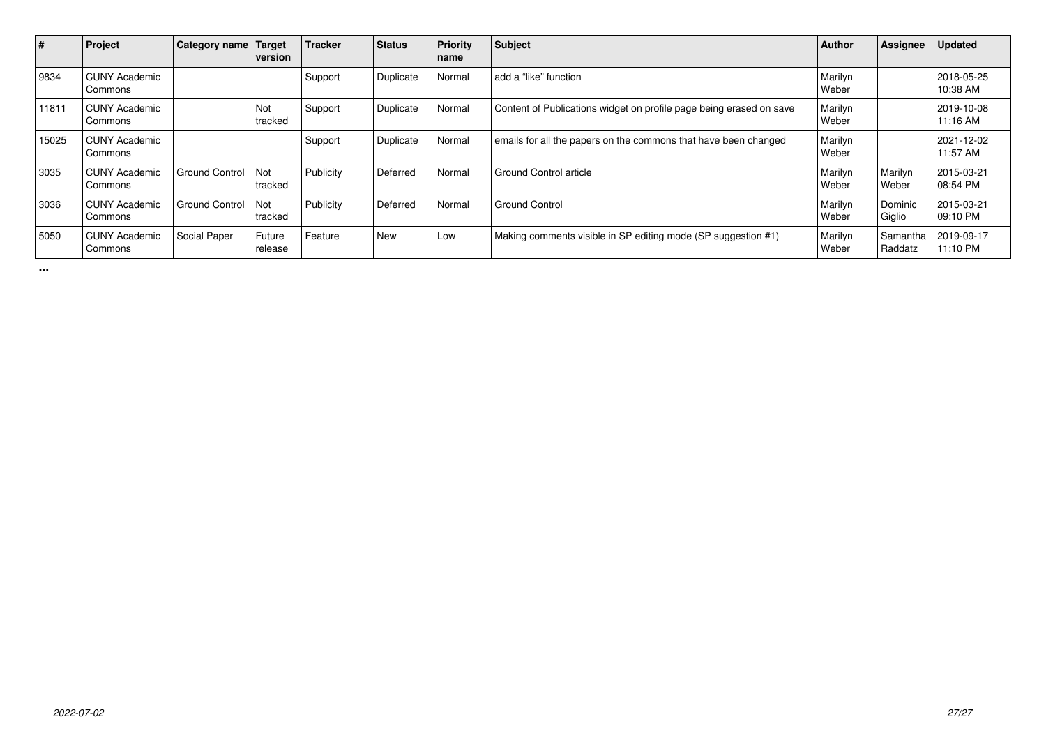| # | Project | Category name | Target version | Tracker | Status | Priority name | Subject | Author | Assignee | Updated |
|---|---|---|---|---|---|---|---|---|---|---|
| 9834 | CUNY Academic Commons | | | Support | Duplicate | Normal | add a “like” function | Marilyn Weber | | 2018-05-25 10:38 AM |
| 11811 | CUNY Academic Commons | | Not tracked | Support | Duplicate | Normal | Content of Publications widget on profile page being erased on save | Marilyn Weber | | 2019-10-08 11:16 AM |
| 15025 | CUNY Academic Commons | | | Support | Duplicate | Normal | emails for all the papers on the commons that have been changed | Marilyn Weber | | 2021-12-02 11:57 AM |
| 3035 | CUNY Academic Commons | Ground Control | Not tracked | Publicity | Deferred | Normal | Ground Control article | Marilyn Weber | Marilyn Weber | 2015-03-21 08:54 PM |
| 3036 | CUNY Academic Commons | Ground Control | Not tracked | Publicity | Deferred | Normal | Ground Control | Marilyn Weber | Dominic Giglio | 2015-03-21 09:10 PM |
| 5050 | CUNY Academic Commons | Social Paper | Future release | Feature | New | Low | Making comments visible in SP editing mode (SP suggestion #1) | Marilyn Weber | Samantha Raddatz | 2019-09-17 11:10 PM |

...